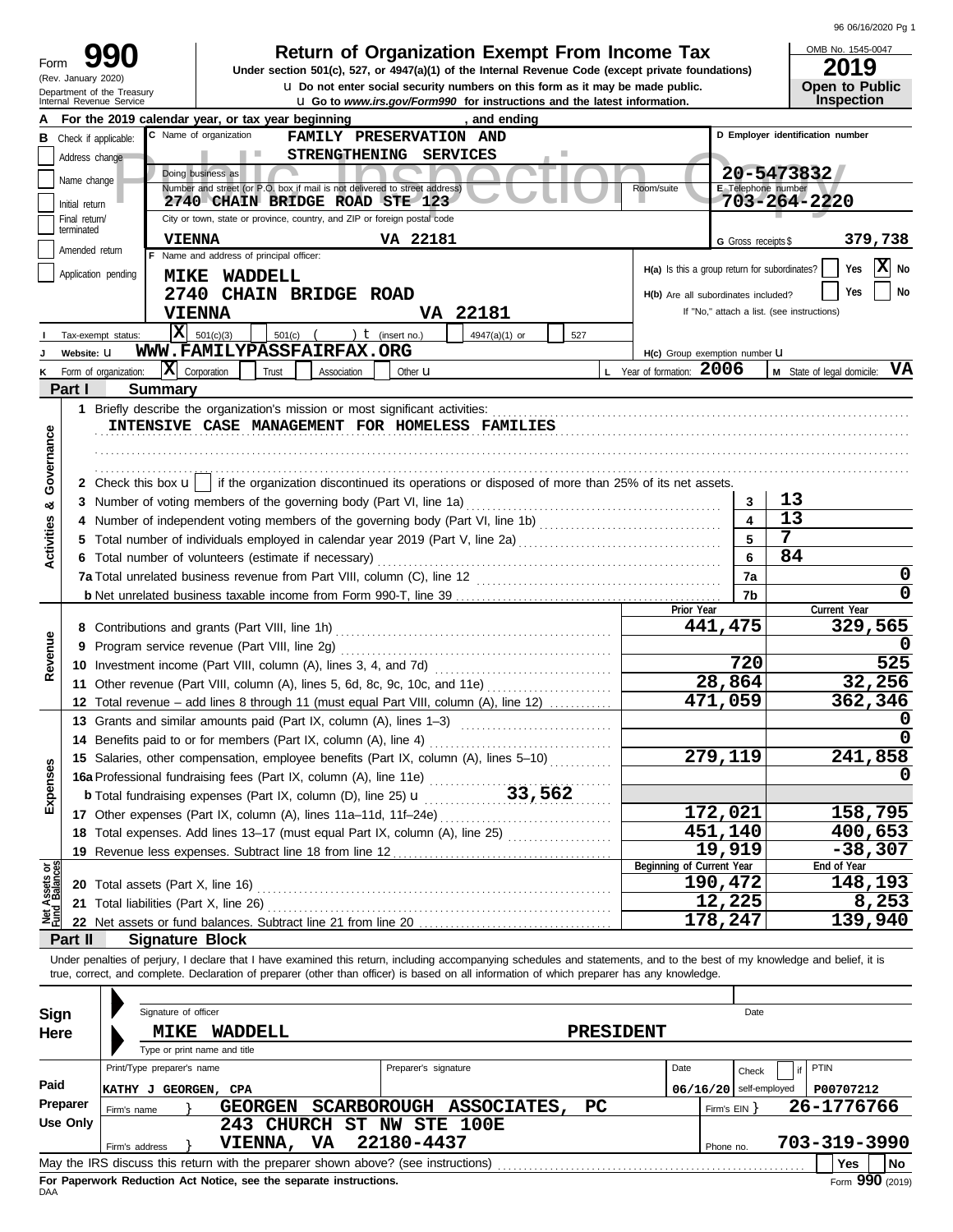96 06/16/2020 Pg 1

# Form 990 — Return of Organization Exempt From Income Tax

(Rev. January 2020)
Department of the Treasury
Internal Revenue Service

Under section 501(c), 527, or 4947(a)(1) of the Internal Revenue Code (except private foundations)

u Do not enter social security numbers on this form as it may be made public.

u Go to *www.irs.gov/Form990* for instructions and the latest information.

OMB No. 1545-0047

**2019**

**Open to Public Inspection**

Public Inspection Copy

**A** For the 2019 calendar year, or tax year beginning , and ending

**B** Check if applicable: Address change / Name change / Initial return / Final return/terminated / Amended return / Application pending

**C** Name of organization: FAMILY PRESERVATION AND STRENGTHENING SERVICES

Doing business as

Number and street (or P.O. box if mail is not delivered to street address): 2740 CHAIN BRIDGE ROAD STE 123

Room/suite

City or town, state or province, country, and ZIP or foreign postal code: VIENNA VA 22181

**D** Employer identification number: 20-5473832

**E** Telephone number: 703-264-2220

**G** Gross receipts $ 379,738

**F** Name and address of principal officer: MIKE WADDELL, 2740 CHAIN BRIDGE ROAD, VIENNA VA 22181

H(a) Is this a group return for subordinates? Yes [ ] No [X]

H(b) Are all subordinates included? Yes [ ] No [ ]
If "No," attach a list. (see instructions)

**I** Tax-exempt status: [X] 501(c)(3) [ ] 501(c) ( ) t (insert no.) [ ] 4947(a)(1) or [ ] 527

**J** Website: u WWW.FAMILYPASSFAIRFAX.ORG

H(c) Group exemption number u

**K** Form of organization: [X] Corporation [ ] Trust [ ] Association [ ] Other u

**L** Year of formation: 2006

**M** State of legal domicile: VA

## Part I Summary

**Activities & Governance**

1 Briefly describe the organization's mission or most significant activities:
INTENSIVE CASE MANAGEMENT FOR HOMELESS FAMILIES

2 Check this box u [ ] if the organization discontinued its operations or disposed of more than 25% of its net assets.

| Line | Description | No. | Value |
|---|---|---|---|
| 3 | Number of voting members of the governing body (Part VI, line 1a) | 3 | 13 |
| 4 | Number of independent voting members of the governing body (Part VI, line 1b) | 4 | 13 |
| 5 | Total number of individuals employed in calendar year 2019 (Part V, line 2a) | 5 | 7 |
| 6 | Total number of volunteers (estimate if necessary) | 6 | 84 |
| 7a | Total unrelated business revenue from Part VIII, column (C), line 12 | 7a | 0 |
| 7b | Net unrelated business taxable income from Form 990-T, line 39 | 7b | 0 |

| Section | Line | Description | Prior Year | Current Year |
|---|---|---|---|---|
| Revenue | 8 | Contributions and grants (Part VIII, line 1h) | 441,475 | 329,565 |
| | 9 | Program service revenue (Part VIII, line 2g) | | 0 |
| | 10 | Investment income (Part VIII, column (A), lines 3, 4, and 7d) | 720 | 525 |
| | 11 | Other revenue (Part VIII, column (A), lines 5, 6d, 8c, 9c, 10c, and 11e) | 28,864 | 32,256 |
| | 12 | Total revenue – add lines 8 through 11 (must equal Part VIII, column (A), line 12) | 471,059 | 362,346 |
| Expenses | 13 | Grants and similar amounts paid (Part IX, column (A), lines 1–3) | | 0 |
| | 14 | Benefits paid to or for members (Part IX, column (A), line 4) | | 0 |
| | 15 | Salaries, other compensation, employee benefits (Part IX, column (A), lines 5–10) | 279,119 | 241,858 |
| | 16a | Professional fundraising fees (Part IX, column (A), line 11e) | | 0 |
| | b | Total fundraising expenses (Part IX, column (D), line 25) u 33,562 | | |
| | 17 | Other expenses (Part IX, column (A), lines 11a–11d, 11f–24e) | 172,021 | 158,795 |
| | 18 | Total expenses. Add lines 13–17 (must equal Part IX, column (A), line 25) | 451,140 | 400,653 |
| | 19 | Revenue less expenses. Subtract line 18 from line 12 | 19,919 | -38,307 |

| Section | Line | Description | Beginning of Current Year | End of Year |
|---|---|---|---|---|
| Net Assets or Fund Balances | 20 | Total assets (Part X, line 16) | 190,472 | 148,193 |
| | 21 | Total liabilities (Part X, line 26) | 12,225 | 8,253 |
| | 22 | Net assets or fund balances. Subtract line 21 from line 20 | 178,247 | 139,940 |

## Part II Signature Block

Under penalties of perjury, I declare that I have examined this return, including accompanying schedules and statements, and to the best of my knowledge and belief, it is true, correct, and complete. Declaration of preparer (other than officer) is based on all information of which preparer has any knowledge.

**Sign Here**

Signature of officer — Date

MIKE WADDELL — PRESIDENT
Type or print name and title

**Paid Preparer Use Only**

| Print/Type preparer's name | Preparer's signature | Date | Check if self-employed | PTIN |
|---|---|---|---|---|
| KATHY J GEORGEN, CPA | | 06/16/20 | | P00707212 |

Firm's name } GEORGEN SCARBOROUGH ASSOCIATES, PC — Firm's EIN } 26-1776766

Firm's address } 243 CHURCH ST NW STE 100E, VIENNA, VA 22180-4437 — Phone no. 703-319-3990

May the IRS discuss this return with the preparer shown above? (see instructions) Yes [ ] No [ ]

For Paperwork Reduction Act Notice, see the separate instructions.

DAA — Form 990 (2019)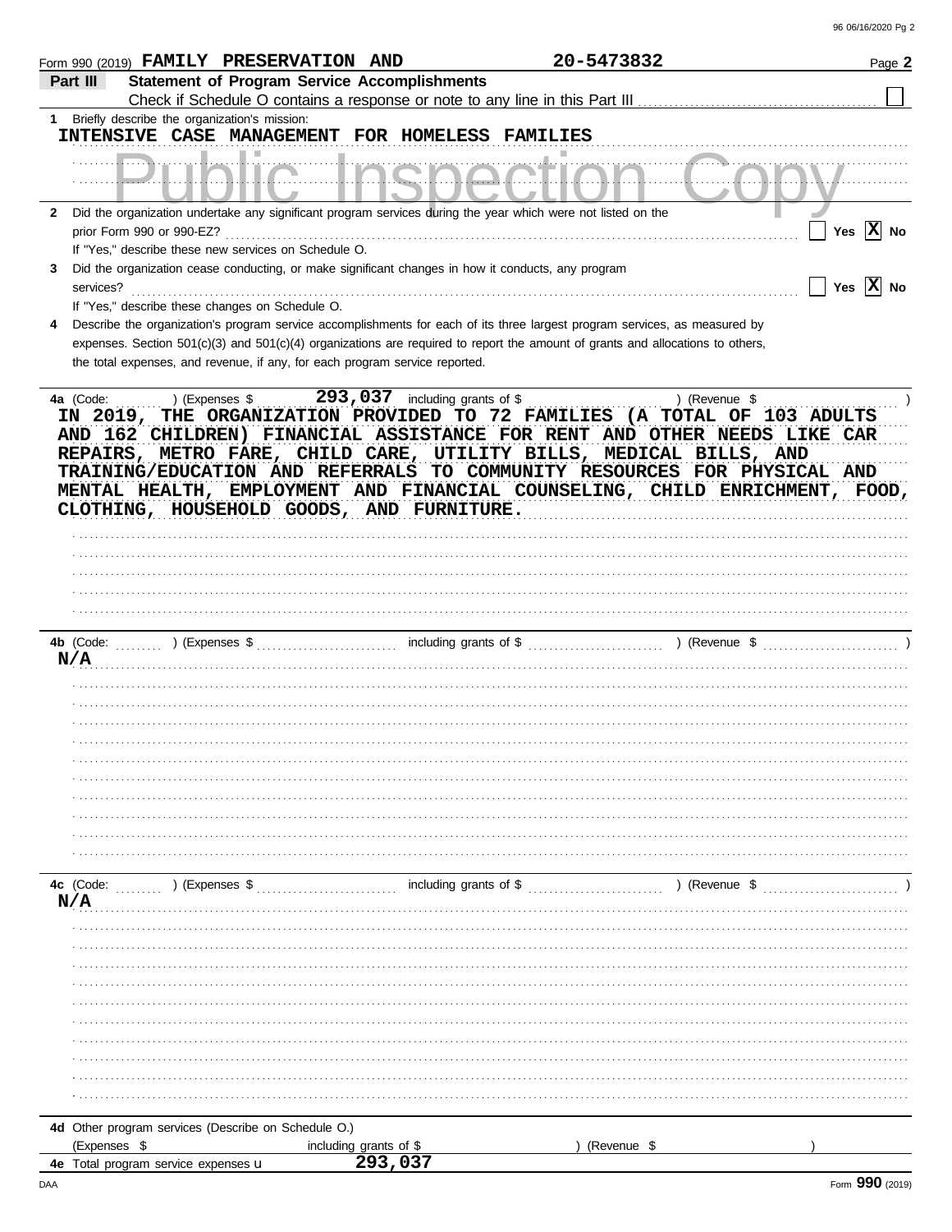Form 990 (2019) FAMILY PRESERVATION AND 20-5473832 Page 2

## Part III Statement of Program Service Accomplishments

Check if Schedule O contains a response or note to any line in this Part III ☐

**1** Briefly describe the organization's mission:

INTENSIVE CASE MANAGEMENT FOR HOMELESS FAMILIES

**2** Did the organization undertake any significant program services during the year which were not listed on the prior Form 990 or 990-EZ? ☐ Yes ☒ No

If "Yes," describe these new services on Schedule O.

**3** Did the organization cease conducting, or make significant changes in how it conducts, any program services? ☐ Yes ☒ No

If "Yes," describe these changes on Schedule O.

**4** Describe the organization's program service accomplishments for each of its three largest program services, as measured by expenses. Section 501(c)(3) and 501(c)(4) organizations are required to report the amount of grants and allocations to others, the total expenses, and revenue, if any, for each program service reported.

**4a** (Code: ) (Expenses $ 293,037 including grants of $ ) (Revenue $ )

IN 2019, THE ORGANIZATION PROVIDED TO 72 FAMILIES (A TOTAL OF 103 ADULTS AND 162 CHILDREN) FINANCIAL ASSISTANCE FOR RENT AND OTHER NEEDS LIKE CAR REPAIRS, METRO FARE, CHILD CARE, UTILITY BILLS, MEDICAL BILLS, AND TRAINING/EDUCATION AND REFERRALS TO COMMUNITY RESOURCES FOR PHYSICAL AND MENTAL HEALTH, EMPLOYMENT AND FINANCIAL COUNSELING, CHILD ENRICHMENT, FOOD, CLOTHING, HOUSEHOLD GOODS, AND FURNITURE.

**4b** (Code: ) (Expenses $ including grants of $ ) (Revenue $ )

N/A

**4c** (Code: ) (Expenses $ including grants of $ ) (Revenue $ )

N/A

**4d** Other program services (Describe on Schedule O.)

(Expenses $ including grants of $ ) (Revenue $ )

**4e** Total program service expenses 293,037

Form 990 (2019)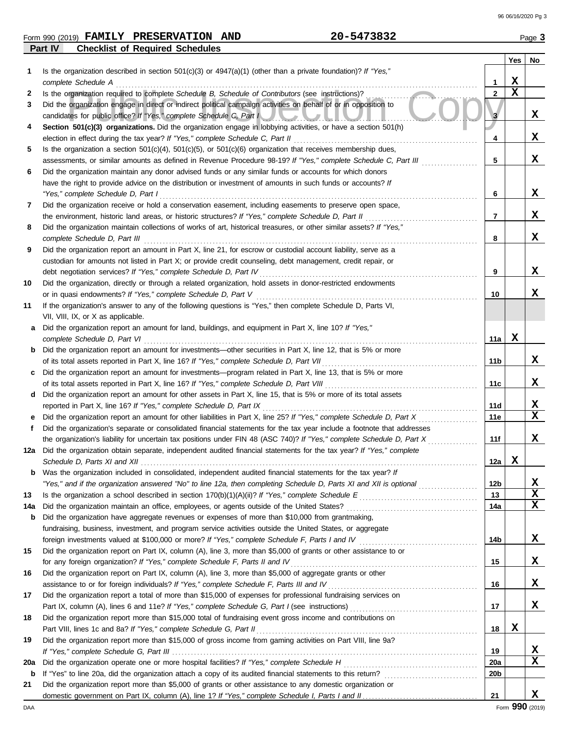Form 990 (2019) **FAMILY PRESERVATION AND** **20-5473832** Page **3**

**Part IV Checklist of Required Schedules**

| | | | Yes | No |
|---|---|---|---|---|
| **1** | Is the organization described in section 501(c)(3) or 4947(a)(1) (other than a private foundation)? *If "Yes," complete Schedule A* | **1** | X | |
| **2** | Is the organization required to complete *Schedule B, Schedule of Contributors* (see instructions)? | **2** | X | |
| **3** | Did the organization engage in direct or indirect political campaign activities on behalf of or in opposition to candidates for public office? *If "Yes," complete Schedule C, Part I* | **3** | | X |
| **4** | **Section 501(c)(3) organizations.** Did the organization engage in lobbying activities, or have a section 501(h) election in effect during the tax year? *If "Yes," complete Schedule C, Part II* | **4** | | X |
| **5** | Is the organization a section 501(c)(4), 501(c)(5), or 501(c)(6) organization that receives membership dues, assessments, or similar amounts as defined in Revenue Procedure 98-19? *If "Yes," complete Schedule C, Part III* | **5** | | X |
| **6** | Did the organization maintain any donor advised funds or any similar funds or accounts for which donors have the right to provide advice on the distribution or investment of amounts in such funds or accounts? *If "Yes," complete Schedule D, Part I* | **6** | | X |
| **7** | Did the organization receive or hold a conservation easement, including easements to preserve open space, the environment, historic land areas, or historic structures? *If "Yes," complete Schedule D, Part II* | **7** | | X |
| **8** | Did the organization maintain collections of works of art, historical treasures, or other similar assets? *If "Yes," complete Schedule D, Part III* | **8** | | X |
| **9** | Did the organization report an amount in Part X, line 21, for escrow or custodial account liability, serve as a custodian for amounts not listed in Part X; or provide credit counseling, debt management, credit repair, or debt negotiation services? *If "Yes," complete Schedule D, Part IV* | **9** | | X |
| **10** | Did the organization, directly or through a related organization, hold assets in donor-restricted endowments or in quasi endowments? *If "Yes," complete Schedule D, Part V* | **10** | | X |
| **11** | If the organization's answer to any of the following questions is "Yes," then complete Schedule D, Parts VI, VII, VIII, IX, or X as applicable. | | | |
| **a** | Did the organization report an amount for land, buildings, and equipment in Part X, line 10? *If "Yes," complete Schedule D, Part VI* | **11a** | X | |
| **b** | Did the organization report an amount for investments—other securities in Part X, line 12, that is 5% or more of its total assets reported in Part X, line 16? *If "Yes," complete Schedule D, Part VII* | **11b** | | X |
| **c** | Did the organization report an amount for investments—program related in Part X, line 13, that is 5% or more of its total assets reported in Part X, line 16? *If "Yes," complete Schedule D, Part VIII* | **11c** | | X |
| **d** | Did the organization report an amount for other assets in Part X, line 15, that is 5% or more of its total assets reported in Part X, line 16? *If "Yes," complete Schedule D, Part IX* | **11d** | | X |
| **e** | Did the organization report an amount for other liabilities in Part X, line 25? *If "Yes," complete Schedule D, Part X* | **11e** | | X |
| **f** | Did the organization's separate or consolidated financial statements for the tax year include a footnote that addresses the organization's liability for uncertain tax positions under FIN 48 (ASC 740)? *If "Yes," complete Schedule D, Part X* | **11f** | | X |
| **12a** | Did the organization obtain separate, independent audited financial statements for the tax year? *If "Yes," complete Schedule D, Parts XI and XII* | **12a** | X | |
| **b** | Was the organization included in consolidated, independent audited financial statements for the tax year? *If "Yes," and if the organization answered "No" to line 12a, then completing Schedule D, Parts XI and XII is optional* | **12b** | | X |
| **13** | Is the organization a school described in section 170(b)(1)(A)(ii)? *If "Yes," complete Schedule E* | **13** | | X |
| **14a** | Did the organization maintain an office, employees, or agents outside of the United States? | **14a** | | X |
| **b** | Did the organization have aggregate revenues or expenses of more than $10,000 from grantmaking, fundraising, business, investment, and program service activities outside the United States, or aggregate foreign investments valued at $100,000 or more? *If "Yes," complete Schedule F, Parts I and IV* | **14b** | | X |
| **15** | Did the organization report on Part IX, column (A), line 3, more than $5,000 of grants or other assistance to or for any foreign organization? *If "Yes," complete Schedule F, Parts II and IV* | **15** | | X |
| **16** | Did the organization report on Part IX, column (A), line 3, more than $5,000 of aggregate grants or other assistance to or for foreign individuals? *If "Yes," complete Schedule F, Parts III and IV* | **16** | | X |
| **17** | Did the organization report a total of more than $15,000 of expenses for professional fundraising services on Part IX, column (A), lines 6 and 11e? *If "Yes," complete Schedule G, Part I* (see instructions) | **17** | | X |
| **18** | Did the organization report more than $15,000 total of fundraising event gross income and contributions on Part VIII, lines 1c and 8a? *If "Yes," complete Schedule G, Part II* | **18** | X | |
| **19** | Did the organization report more than $15,000 of gross income from gaming activities on Part VIII, line 9a? *If "Yes," complete Schedule G, Part III* | **19** | | X |
| **20a** | Did the organization operate one or more hospital facilities? *If "Yes," complete Schedule H* | **20a** | | X |
| **b** | If "Yes" to line 20a, did the organization attach a copy of its audited financial statements to this return? | **20b** | | |
| **21** | Did the organization report more than $5,000 of grants or other assistance to any domestic organization or domestic government on Part IX, column (A), line 1? *If "Yes," complete Schedule I, Parts I and II* | **21** | | X |

Form **990** (2019)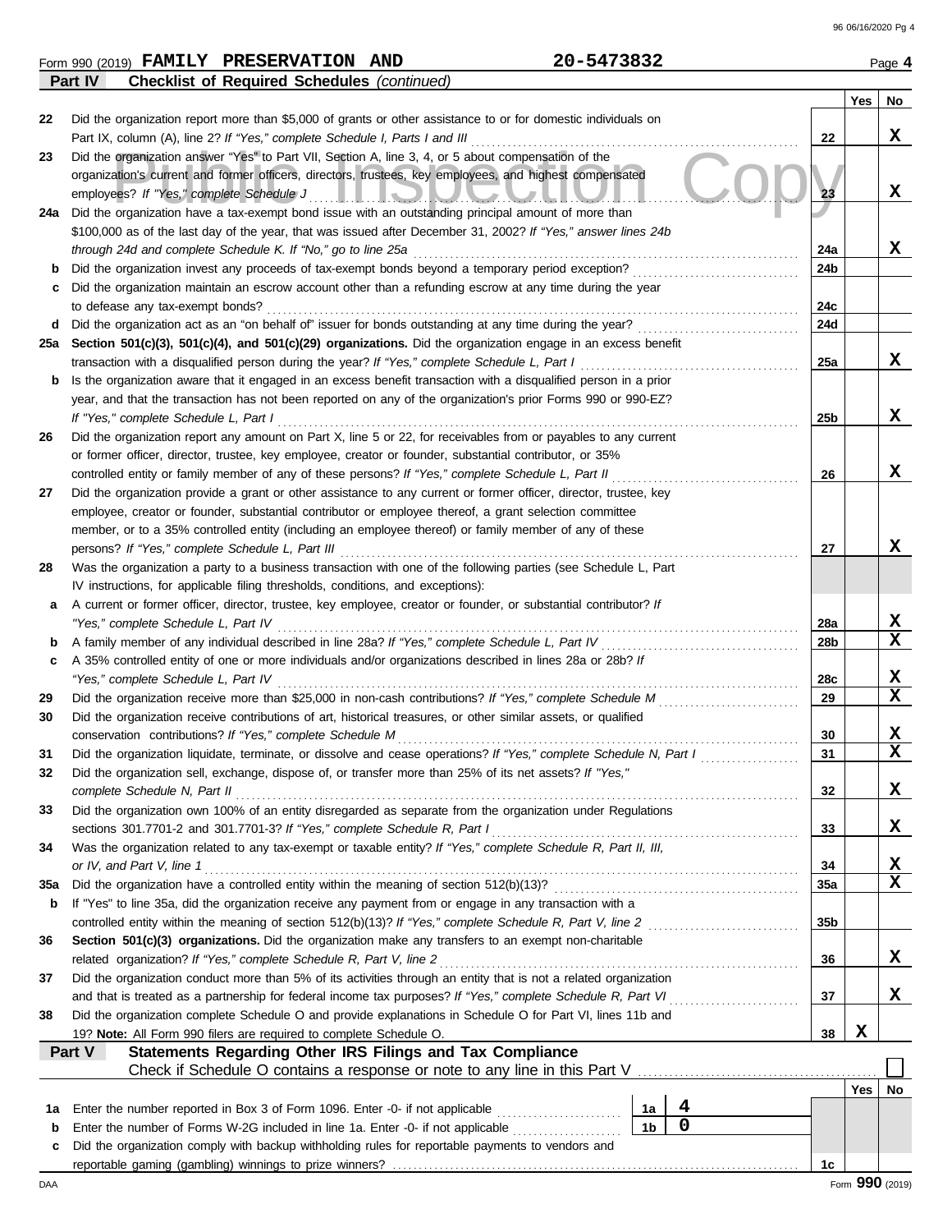Form 990 (2019) **FAMILY PRESERVATION AND** 20-5473832 Page **4**

**Part IV** **Checklist of Required Schedules** *(continued)*

| | | | Yes | No |
|---|---|---|---|---|
| 22 | Did the organization report more than $5,000 of grants or other assistance to or for domestic individuals on Part IX, column (A), line 2? *If "Yes," complete Schedule I, Parts I and III* | 22 | | X |
| 23 | Did the organization answer "Yes" to Part VII, Section A, line 3, 4, or 5 about compensation of the organization's current and former officers, directors, trustees, key employees, and highest compensated employees? *If "Yes," complete Schedule J* | 23 | | X |
| 24a | Did the organization have a tax-exempt bond issue with an outstanding principal amount of more than $100,000 as of the last day of the year, that was issued after December 31, 2002? *If "Yes," answer lines 24b through 24d and complete Schedule K. If "No," go to line 25a* | 24a | | X |
| b | Did the organization invest any proceeds of tax-exempt bonds beyond a temporary period exception? | 24b | | |
| c | Did the organization maintain an escrow account other than a refunding escrow at any time during the year to defease any tax-exempt bonds? | 24c | | |
| d | Did the organization act as an "on behalf of" issuer for bonds outstanding at any time during the year? | 24d | | |
| 25a | **Section 501(c)(3), 501(c)(4), and 501(c)(29) organizations.** Did the organization engage in an excess benefit transaction with a disqualified person during the year? *If "Yes," complete Schedule L, Part I* | 25a | | X |
| b | Is the organization aware that it engaged in an excess benefit transaction with a disqualified person in a prior year, and that the transaction has not been reported on any of the organization's prior Forms 990 or 990-EZ? *If "Yes," complete Schedule L, Part I* | 25b | | X |
| 26 | Did the organization report any amount on Part X, line 5 or 22, for receivables from or payables to any current or former officer, director, trustee, key employee, creator or founder, substantial contributor, or 35% controlled entity or family member of any of these persons? *If "Yes," complete Schedule L, Part II* | 26 | | X |
| 27 | Did the organization provide a grant or other assistance to any current or former officer, director, trustee, key employee, creator or founder, substantial contributor or employee thereof, a grant selection committee member, or to a 35% controlled entity (including an employee thereof) or family member of any of these persons? *If "Yes," complete Schedule L, Part III* | 27 | | X |
| 28 | Was the organization a party to a business transaction with one of the following parties (see Schedule L, Part IV instructions, for applicable filing thresholds, conditions, and exceptions): | | | |
| a | A current or former officer, director, trustee, key employee, creator or founder, or substantial contributor? *If "Yes," complete Schedule L, Part IV* | 28a | | X |
| b | A family member of any individual described in line 28a? *If "Yes," complete Schedule L, Part IV* | 28b | | X |
| c | A 35% controlled entity of one or more individuals and/or organizations described in lines 28a or 28b? *If "Yes," complete Schedule L, Part IV* | 28c | | X |
| 29 | Did the organization receive more than $25,000 in non-cash contributions? *If "Yes," complete Schedule M* | 29 | | X |
| 30 | Did the organization receive contributions of art, historical treasures, or other similar assets, or qualified conservation contributions? *If "Yes," complete Schedule M* | 30 | | X |
| 31 | Did the organization liquidate, terminate, or dissolve and cease operations? *If "Yes," complete Schedule N, Part I* | 31 | | X |
| 32 | Did the organization sell, exchange, dispose of, or transfer more than 25% of its net assets? *If "Yes," complete Schedule N, Part II* | 32 | | X |
| 33 | Did the organization own 100% of an entity disregarded as separate from the organization under Regulations sections 301.7701-2 and 301.7701-3? *If "Yes," complete Schedule R, Part I* | 33 | | X |
| 34 | Was the organization related to any tax-exempt or taxable entity? *If "Yes," complete Schedule R, Part II, III, or IV, and Part V, line 1* | 34 | | X |
| 35a | Did the organization have a controlled entity within the meaning of section 512(b)(13)? | 35a | | X |
| b | If "Yes" to line 35a, did the organization receive any payment from or engage in any transaction with a controlled entity within the meaning of section 512(b)(13)? *If "Yes," complete Schedule R, Part V, line 2* | 35b | | |
| 36 | **Section 501(c)(3) organizations.** Did the organization make any transfers to an exempt non-charitable related organization? *If "Yes," complete Schedule R, Part V, line 2* | 36 | | X |
| 37 | Did the organization conduct more than 5% of its activities through an entity that is not a related organization and that is treated as a partnership for federal income tax purposes? *If "Yes," complete Schedule R, Part VI* | 37 | | X |
| 38 | Did the organization complete Schedule O and provide explanations in Schedule O for Part VI, lines 11b and 19? **Note:** All Form 990 filers are required to complete Schedule O. | 38 | X | |

**Part V** **Statements Regarding Other IRS Filings and Tax Compliance**

Check if Schedule O contains a response or note to any line in this Part V ☐

| | | | | | Yes | No |
|---|---|---|---|---|---|---|
| 1a | Enter the number reported in Box 3 of Form 1096. Enter -0- if not applicable | 1a | 4 | | | |
| b | Enter the number of Forms W-2G included in line 1a. Enter -0- if not applicable | 1b | 0 | | | |
| c | Did the organization comply with backup withholding rules for reportable payments to vendors and reportable gaming (gambling) winnings to prize winners? | | | 1c | | |

DAA Form **990** (2019)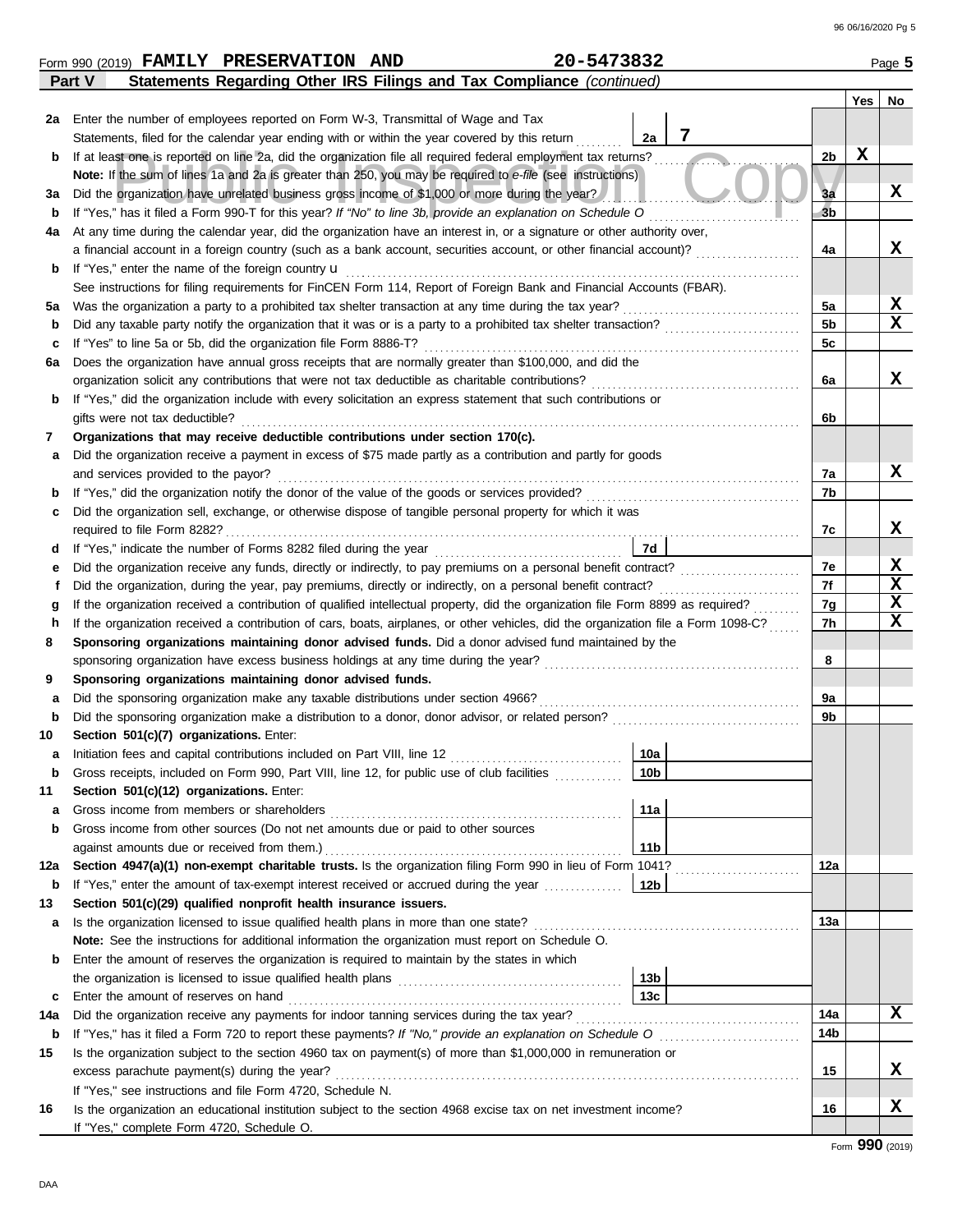Form 990 (2019) **FAMILY PRESERVATION AND** **20-5473832** Page **5**

## Part V Statements Regarding Other IRS Filings and Tax Compliance *(continued)*

| | | | | Yes | No |
|---|---|---|---|---|---|
| **2a** | Enter the number of employees reported on Form W-3, Transmittal of Wage and Tax Statements, filed for the calendar year ending with or within the year covered by this return | **2a** 7 | | | |
| **b** | If at least one is reported on line 2a, did the organization file all required federal employment tax returns? | | **2b** | X | |
| | **Note:** If the sum of lines 1a and 2a is greater than 250, you may be required to *e-file* (see instructions) | | | | |
| **3a** | Did the organization have unrelated business gross income of $1,000 or more during the year? | | **3a** | | X |
| **b** | If "Yes," has it filed a Form 990-T for this year? *If "No" to line 3b, provide an explanation on Schedule O* | | **3b** | | |
| **4a** | At any time during the calendar year, did the organization have an interest in, or a signature or other authority over, a financial account in a foreign country (such as a bank account, securities account, or other financial account)? | | **4a** | | X |
| **b** | If "Yes," enter the name of the foreign country u | | | | |
| | See instructions for filing requirements for FinCEN Form 114, Report of Foreign Bank and Financial Accounts (FBAR). | | | | |
| **5a** | Was the organization a party to a prohibited tax shelter transaction at any time during the tax year? | | **5a** | | X |
| **b** | Did any taxable party notify the organization that it was or is a party to a prohibited tax shelter transaction? | | **5b** | | X |
| **c** | If "Yes" to line 5a or 5b, did the organization file Form 8886-T? | | **5c** | | |
| **6a** | Does the organization have annual gross receipts that are normally greater than $100,000, and did the organization solicit any contributions that were not tax deductible as charitable contributions? | | **6a** | | X |
| **b** | If "Yes," did the organization include with every solicitation an express statement that such contributions or gifts were not tax deductible? | | **6b** | | |
| **7** | **Organizations that may receive deductible contributions under section 170(c).** | | | | |
| **a** | Did the organization receive a payment in excess of $75 made partly as a contribution and partly for goods and services provided to the payor? | | **7a** | | X |
| **b** | If "Yes," did the organization notify the donor of the value of the goods or services provided? | | **7b** | | |
| **c** | Did the organization sell, exchange, or otherwise dispose of tangible personal property for which it was required to file Form 8282? | | **7c** | | X |
| **d** | If "Yes," indicate the number of Forms 8282 filed during the year | **7d** | | | |
| **e** | Did the organization receive any funds, directly or indirectly, to pay premiums on a personal benefit contract? | | **7e** | | X |
| **f** | Did the organization, during the year, pay premiums, directly or indirectly, on a personal benefit contract? | | **7f** | | X |
| **g** | If the organization received a contribution of qualified intellectual property, did the organization file Form 8899 as required? | | **7g** | | X |
| **h** | If the organization received a contribution of cars, boats, airplanes, or other vehicles, did the organization file a Form 1098-C? | | **7h** | | X |
| **8** | **Sponsoring organizations maintaining donor advised funds.** Did a donor advised fund maintained by the sponsoring organization have excess business holdings at any time during the year? | | **8** | | |
| **9** | **Sponsoring organizations maintaining donor advised funds.** | | | | |
| **a** | Did the sponsoring organization make any taxable distributions under section 4966? | | **9a** | | |
| **b** | Did the sponsoring organization make a distribution to a donor, donor advisor, or related person? | | **9b** | | |
| **10** | **Section 501(c)(7) organizations.** Enter: | | | | |
| **a** | Initiation fees and capital contributions included on Part VIII, line 12 | **10a** | | | |
| **b** | Gross receipts, included on Form 990, Part VIII, line 12, for public use of club facilities | **10b** | | | |
| **11** | **Section 501(c)(12) organizations.** Enter: | | | | |
| **a** | Gross income from members or shareholders | **11a** | | | |
| **b** | Gross income from other sources (Do not net amounts due or paid to other sources against amounts due or received from them.) | **11b** | | | |
| **12a** | **Section 4947(a)(1) non-exempt charitable trusts.** Is the organization filing Form 990 in lieu of Form 1041? | | **12a** | | |
| **b** | If "Yes," enter the amount of tax-exempt interest received or accrued during the year | **12b** | | | |
| **13** | **Section 501(c)(29) qualified nonprofit health insurance issuers.** | | | | |
| **a** | Is the organization licensed to issue qualified health plans in more than one state? | | **13a** | | |
| | **Note:** See the instructions for additional information the organization must report on Schedule O. | | | | |
| **b** | Enter the amount of reserves the organization is required to maintain by the states in which the organization is licensed to issue qualified health plans | **13b** | | | |
| **c** | Enter the amount of reserves on hand | **13c** | | | |
| **14a** | Did the organization receive any payments for indoor tanning services during the tax year? | | **14a** | | X |
| **b** | If "Yes," has it filed a Form 720 to report these payments? *If "No," provide an explanation on Schedule O* | | **14b** | | |
| **15** | Is the organization subject to the section 4960 tax on payment(s) of more than $1,000,000 in remuneration or excess parachute payment(s) during the year? | | **15** | | X |
| | If "Yes," see instructions and file Form 4720, Schedule N. | | | | |
| **16** | Is the organization an educational institution subject to the section 4968 excise tax on net investment income? | | **16** | | X |
| | If "Yes," complete Form 4720, Schedule O. | | | | |

Form **990** (2019)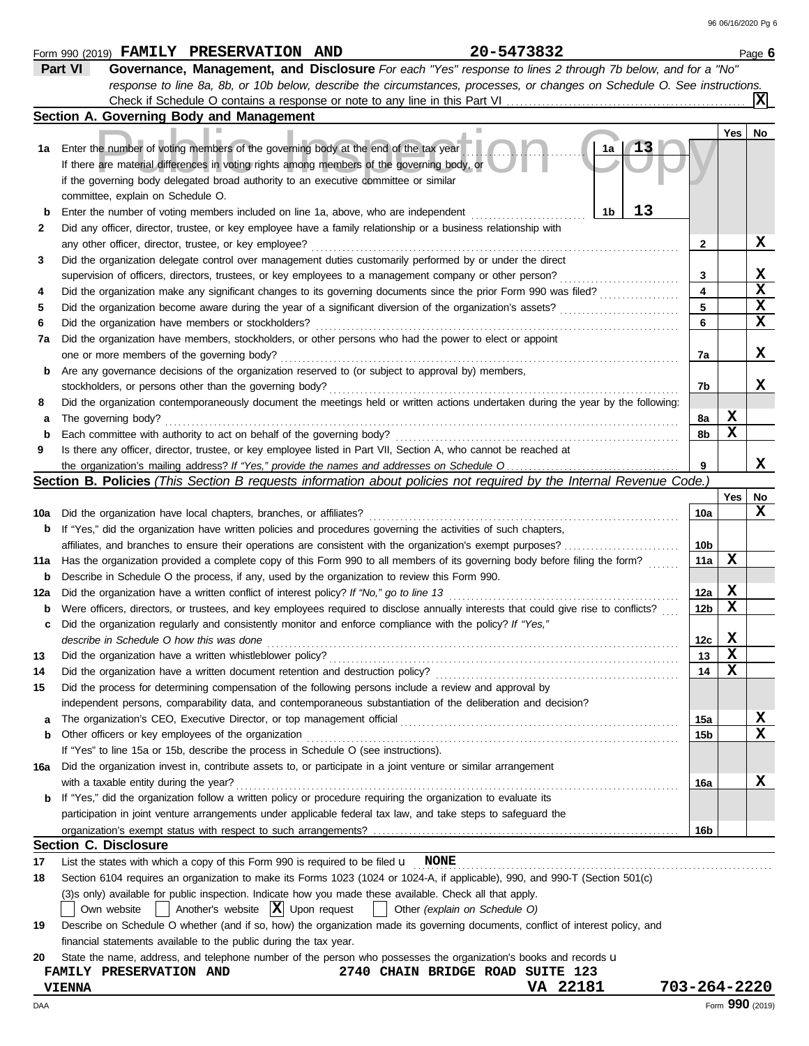Form 990 (2019) **FAMILY PRESERVATION AND** 20-5473832 Page **6**

## Part VI Governance, Management, and Disclosure

*For each "Yes" response to lines 2 through 7b below, and for a "No" response to line 8a, 8b, or 10b below, describe the circumstances, processes, or changes on Schedule O. See instructions.*

Check if Schedule O contains a response or note to any line in this Part VI .......... [X]

### Section A. Governing Body and Management

| | | | Yes | No |
|---|---|---|---|---|
| 1a | Enter the number of voting members of the governing body at the end of the tax year ..... 1a: **13**<br>If there are material differences in voting rights among members of the governing body, or if the governing body delegated broad authority to an executive committee or similar committee, explain on Schedule O. | | | |
| b | Enter the number of voting members included on line 1a, above, who are independent ..... 1b: **13** | | | |
| 2 | Did any officer, director, trustee, or key employee have a family relationship or a business relationship with any other officer, director, trustee, or key employee? | 2 | | X |
| 3 | Did the organization delegate control over management duties customarily performed by or under the direct supervision of officers, directors, trustees, or key employees to a management company or other person? | 3 | | X |
| 4 | Did the organization make any significant changes to its governing documents since the prior Form 990 was filed? | 4 | | X |
| 5 | Did the organization become aware during the year of a significant diversion of the organization's assets? | 5 | | X |
| 6 | Did the organization have members or stockholders? | 6 | | X |
| 7a | Did the organization have members, stockholders, or other persons who had the power to elect or appoint one or more members of the governing body? | 7a | | X |
| b | Are any governance decisions of the organization reserved to (or subject to approval by) members, stockholders, or persons other than the governing body? | 7b | | X |
| 8 | Did the organization contemporaneously document the meetings held or written actions undertaken during the year by the following: | | | |
| a | The governing body? | 8a | X | |
| b | Each committee with authority to act on behalf of the governing body? | 8b | X | |
| 9 | Is there any officer, director, trustee, or key employee listed in Part VII, Section A, who cannot be reached at the organization's mailing address? *If "Yes," provide the names and addresses on Schedule O* | 9 | | X |

### Section B. Policies *(This Section B requests information about policies not required by the Internal Revenue Code.)*

| | | | Yes | No |
|---|---|---|---|---|
| 10a | Did the organization have local chapters, branches, or affiliates? | 10a | | X |
| b | If "Yes," did the organization have written policies and procedures governing the activities of such chapters, affiliates, and branches to ensure their operations are consistent with the organization's exempt purposes? | 10b | | |
| 11a | Has the organization provided a complete copy of this Form 990 to all members of its governing body before filing the form? | 11a | X | |
| b | Describe in Schedule O the process, if any, used by the organization to review this Form 990. | | | |
| 12a | Did the organization have a written conflict of interest policy? *If "No," go to line 13* | 12a | X | |
| b | Were officers, directors, or trustees, and key employees required to disclose annually interests that could give rise to conflicts? | 12b | X | |
| c | Did the organization regularly and consistently monitor and enforce compliance with the policy? *If "Yes," describe in Schedule O how this was done* | 12c | X | |
| 13 | Did the organization have a written whistleblower policy? | 13 | X | |
| 14 | Did the organization have a written document retention and destruction policy? | 14 | X | |
| 15 | Did the process for determining compensation of the following persons include a review and approval by independent persons, comparability data, and contemporaneous substantiation of the deliberation and decision? | | | |
| a | The organization's CEO, Executive Director, or top management official | 15a | | X |
| b | Other officers or key employees of the organization | 15b | | X |
| | If "Yes" to line 15a or 15b, describe the process in Schedule O (see instructions). | | | |
| 16a | Did the organization invest in, contribute assets to, or participate in a joint venture or similar arrangement with a taxable entity during the year? | 16a | | X |
| b | If "Yes," did the organization follow a written policy or procedure requiring the organization to evaluate its participation in joint venture arrangements under applicable federal tax law, and take steps to safeguard the organization's exempt status with respect to such arrangements? | 16b | | |

### Section C. Disclosure

17 List the states with which a copy of this Form 990 is required to be filed **NONE**

18 Section 6104 requires an organization to make its Forms 1023 (1024 or 1024-A, if applicable), 990, and 990-T (Section 501(c)(3)s only) available for public inspection. Indicate how you made these available. Check all that apply.

[ ] Own website [ ] Another's website [X] Upon request [ ] Other *(explain on Schedule O)*

19 Describe on Schedule O whether (and if so, how) the organization made its governing documents, conflict of interest policy, and financial statements available to the public during the tax year.

20 State the name, address, and telephone number of the person who possesses the organization's books and records

**FAMILY PRESERVATION AND** **2740 CHAIN BRIDGE ROAD SUITE 123**
**VIENNA** **VA 22181** **703-264-2220**

Form **990** (2019)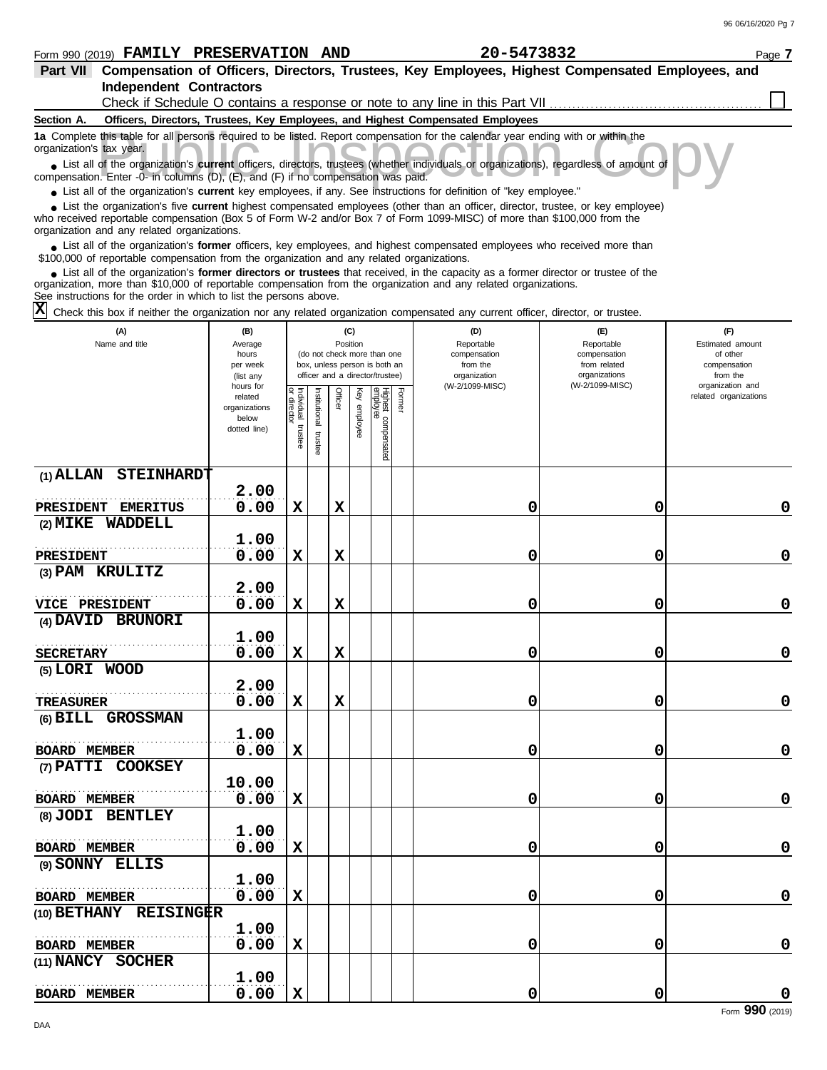Form 990 (2019) **FAMILY PRESERVATION AND** **20-5473832** Page **7**

## Part VII Compensation of Officers, Directors, Trustees, Key Employees, Highest Compensated Employees, and Independent Contractors

Check if Schedule O contains a response or note to any line in this Part VII ☐

**Section A. Officers, Directors, Trustees, Key Employees, and Highest Compensated Employees**

**1a** Complete this table for all persons required to be listed. Report compensation for the calendar year ending with or within the organization's tax year.

- List all of the organization's **current** officers, directors, trustees (whether individuals or organizations), regardless of amount of compensation. Enter -0- in columns (D), (E), and (F) if no compensation was paid.
- List all of the organization's **current** key employees, if any. See instructions for definition of "key employee."
- List the organization's five **current** highest compensated employees (other than an officer, director, trustee, or key employee) who received reportable compensation (Box 5 of Form W-2 and/or Box 7 of Form 1099-MISC) of more than $100,000 from the organization and any related organizations.
- List all of the organization's **former** officers, key employees, and highest compensated employees who received more than $100,000 of reportable compensation from the organization and any related organizations.
- List all of the organization's **former directors or trustees** that received, in the capacity as a former director or trustee of the organization, more than $10,000 of reportable compensation from the organization and any related organizations.

See instructions for the order in which to list the persons above.

☒ Check this box if neither the organization nor any related organization compensated any current officer, director, or trustee.

| (A) Name and title | (B) Average hours per week (list any hours for related organizations below dotted line) | (C) Position: Individual trustee or director | Institutional trustee | Officer | Key employee | Highest compensated employee | Former | (D) Reportable compensation from the organization (W-2/1099-MISC) | (E) Reportable compensation from related organizations (W-2/1099-MISC) | (F) Estimated amount of other compensation from the organization and related organizations |
|---|---|---|---|---|---|---|---|---|---|---|
| (1) ALLAN STEINHARDT<br>PRESIDENT EMERITUS | 2.00<br>0.00 | X | | X | | | | 0 | 0 | 0 |
| (2) MIKE WADDELL<br>PRESIDENT | 1.00<br>0.00 | X | | X | | | | 0 | 0 | 0 |
| (3) PAM KRULITZ<br>VICE PRESIDENT | 2.00<br>0.00 | X | | X | | | | 0 | 0 | 0 |
| (4) DAVID BRUNORI<br>SECRETARY | 1.00<br>0.00 | X | | X | | | | 0 | 0 | 0 |
| (5) LORI WOOD<br>TREASURER | 2.00<br>0.00 | X | | X | | | | 0 | 0 | 0 |
| (6) BILL GROSSMAN<br>BOARD MEMBER | 1.00<br>0.00 | X | | | | | | 0 | 0 | 0 |
| (7) PATTI COOKSEY<br>BOARD MEMBER | 10.00<br>0.00 | X | | | | | | 0 | 0 | 0 |
| (8) JODI BENTLEY<br>BOARD MEMBER | 1.00<br>0.00 | X | | | | | | 0 | 0 | 0 |
| (9) SONNY ELLIS<br>BOARD MEMBER | 1.00<br>0.00 | X | | | | | | 0 | 0 | 0 |
| (10) BETHANY REISINGER<br>BOARD MEMBER | 1.00<br>0.00 | X | | | | | | 0 | 0 | 0 |
| (11) NANCY SOCHER<br>BOARD MEMBER | 1.00<br>0.00 | X | | | | | | 0 | 0 | 0 |

Form **990** (2019)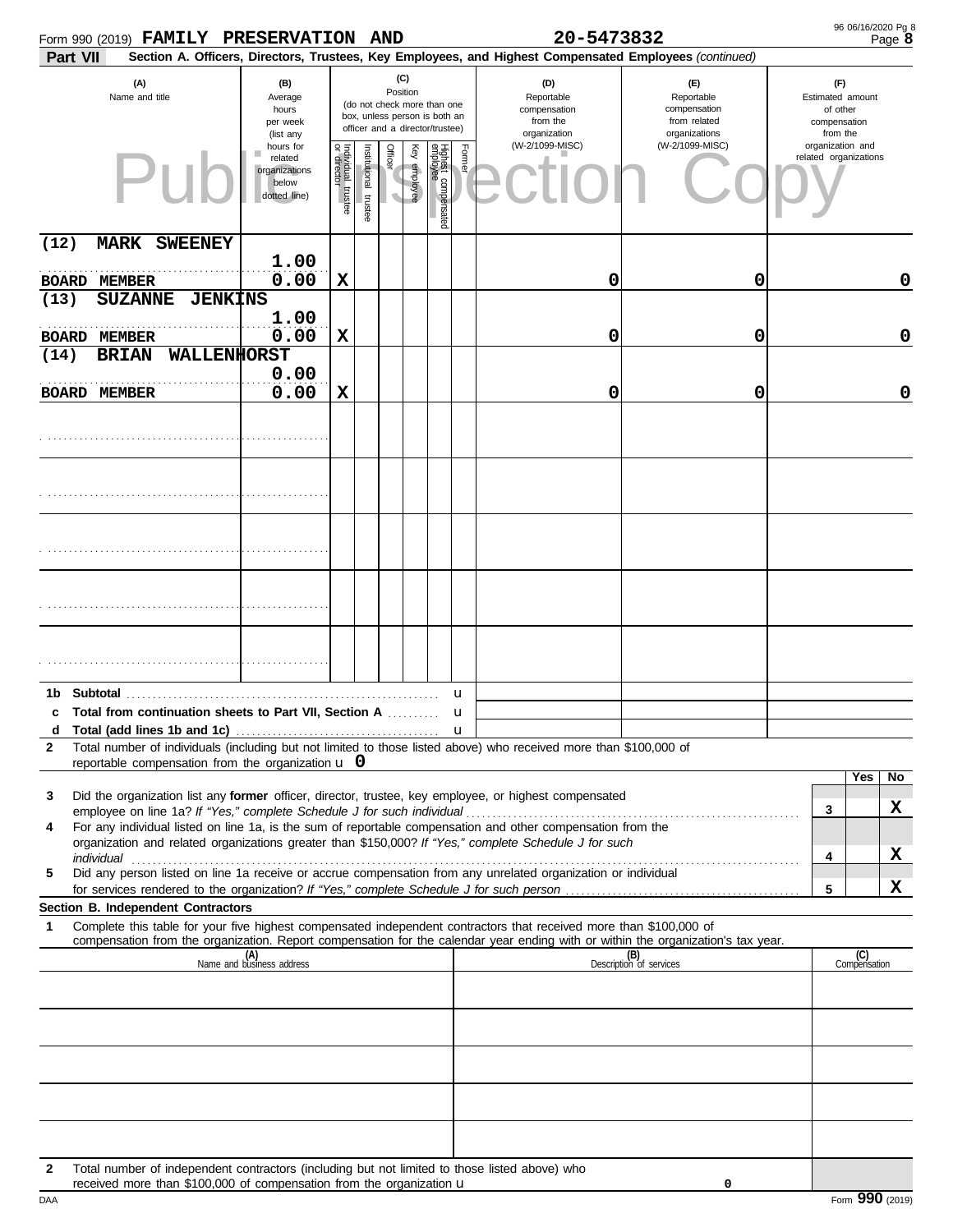Form 990 (2019) **FAMILY PRESERVATION AND** **20-5473832** Page **8**

**Part VII** **Section A. Officers, Directors, Trustees, Key Employees, and Highest Compensated Employees** *(continued)*

| (A) Name and title | (B) Average hours per week (list any hours for related organizations below dotted line) | (C) Position: Individual trustee or director | Institutional trustee | Officer | Key employee | Highest compensated employee | Former | (D) Reportable compensation from the organization (W-2/1099-MISC) | (E) Reportable compensation from related organizations (W-2/1099-MISC) | (F) Estimated amount of other compensation from the organization and related organizations |
|---|---|---|---|---|---|---|---|---|---|---|
| (12) MARK SWEENEY / BOARD MEMBER | 1.00 / 0.00 | X | | | | | | 0 | 0 | 0 |
| (13) SUZANNE JENKINS / BOARD MEMBER | 1.00 / 0.00 | X | | | | | | 0 | 0 | 0 |
| (14) BRIAN WALLENHORST / BOARD MEMBER | 0.00 / 0.00 | X | | | | | | 0 | 0 | 0 |
| | | | | | | | | | | |
| | | | | | | | | | | |
| | | | | | | | | | | |
| | | | | | | | | | | |
| | | | | | | | | | | |
| **1b Subtotal** | | | | | | | | | | |
| **c Total from continuation sheets to Part VII, Section A** | | | | | | | | | | |
| **d Total (add lines 1b and 1c)** | | | | | | | | | | |

**2** Total number of individuals (including but not limited to those listed above) who received more than $100,000 of reportable compensation from the organization u **0**

| | | Yes | No |
|---|---|---|---|
| **3** Did the organization list any **former** officer, director, trustee, key employee, or highest compensated employee on line 1a? *If "Yes," complete Schedule J for such individual* | 3 | | X |
| **4** For any individual listed on line 1a, is the sum of reportable compensation and other compensation from the organization and related organizations greater than $150,000? *If "Yes," complete Schedule J for such individual* | 4 | | X |
| **5** Did any person listed on line 1a receive or accrue compensation from any unrelated organization or individual for services rendered to the organization? *If "Yes," complete Schedule J for such person* | 5 | | X |

**Section B. Independent Contractors**

**1** Complete this table for your five highest compensated independent contractors that received more than $100,000 of compensation from the organization. Report compensation for the calendar year ending with or within the organization's tax year.

| (A) Name and business address | (B) Description of services | (C) Compensation |
|---|---|---|
| | | |
| | | |
| | | |
| | | |
| | | |

**2** Total number of independent contractors (including but not limited to those listed above) who received more than $100,000 of compensation from the organization u **0**

Form **990** (2019)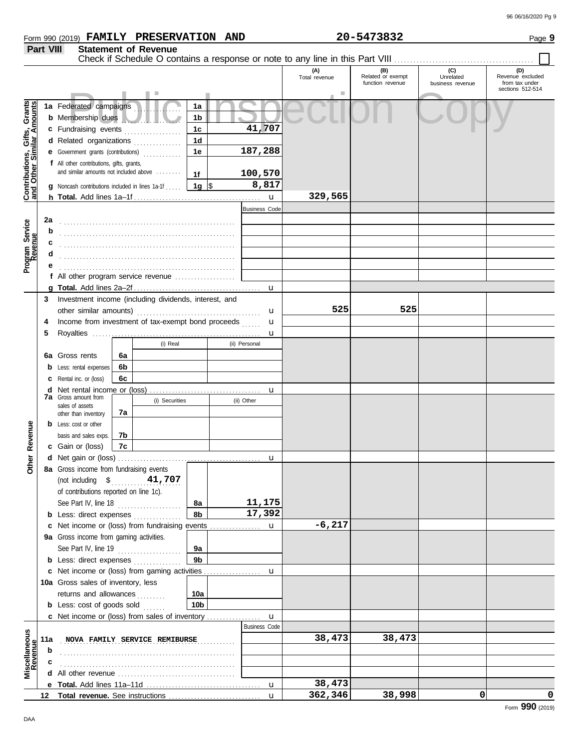Form 990 (2019) **FAMILY PRESERVATION AND** **20-5473832** Page **9**

## Part VIII Statement of Revenue

Check if Schedule O contains a response or note to any line in this Part VIII ☐

| | | | | (A) Total revenue | (B) Related or exempt function revenue | (C) Unrelated business revenue | (D) Revenue excluded from tax under sections 512-514 |
|---|---|---|---|---|---|---|---|
| **Contributions, Gifts, Grants and Other Similar Amounts** | **1a** Federated campaigns | 1a | | | | | |
| | **b** Membership dues | 1b | | | | | |
| | **c** Fundraising events | 1c | 41,707 | | | | |
| | **d** Related organizations | 1d | | | | | |
| | **e** Government grants (contributions) | 1e | 187,288 | | | | |
| | **f** All other contributions, gifts, grants, and similar amounts not included above | 1f | 100,570 | | | | |
| | **g** Noncash contributions included in lines 1a-1f | 1g | $ 8,817 | | | | |
| | **h Total.** Add lines 1a–1f | | | 329,565 | | | |
| **Program Service Revenue** | | | Business Code | | | | |
| | **2a** | | | | | | |
| | **b** | | | | | | |
| | **c** | | | | | | |
| | **d** | | | | | | |
| | **e** | | | | | | |
| | **f** All other program service revenue | | | | | | |
| | **g Total.** Add lines 2a–2f | | | | | | |
| **Other Revenue** | **3** Investment income (including dividends, interest, and other similar amounts) | | | 525 | 525 | | |
| | **4** Income from investment of tax-exempt bond proceeds | | | | | | |
| | **5** Royalties | | | | | | |
| | | (i) Real | (ii) Personal | | | | |
| | **6a** Gross rents (6a) | | | | | | |
| | **b** Less: rental expenses (6b) | | | | | | |
| | **c** Rental inc. or (loss) (6c) | | | | | | |
| | **d** Net rental income or (loss) | | | | | | |
| | | (i) Securities | (ii) Other | | | | |
| | **7a** Gross amount from sales of assets other than inventory (7a) | | | | | | |
| | **b** Less: cost or other basis and sales exps. (7b) | | | | | | |
| | **c** Gain or (loss) (7c) | | | | | | |
| | **d** Net gain or (loss) | | | | | | |
| | **8a** Gross income from fundraising events (not including $ 41,707 of contributions reported on line 1c). See Part IV, line 18 | 8a | 11,175 | | | | |
| | **b** Less: direct expenses | 8b | 17,392 | | | | |
| | **c** Net income or (loss) from fundraising events | | | -6,217 | | | |
| | **9a** Gross income from gaming activities. See Part IV, line 19 | 9a | | | | | |
| | **b** Less: direct expenses | 9b | | | | | |
| | **c** Net income or (loss) from gaming activities | | | | | | |
| | **10a** Gross sales of inventory, less returns and allowances | 10a | | | | | |
| | **b** Less: cost of goods sold | 10b | | | | | |
| | **c** Net income or (loss) from sales of inventory | | | | | | |
| **Miscellaneous Revenue** | | | Business Code | | | | |
| | **11a** NOVA FAMILY SERVICE REMIBURSE | | | 38,473 | 38,473 | | |
| | **b** | | | | | | |
| | **c** | | | | | | |
| | **d** All other revenue | | | | | | |
| | **e Total.** Add lines 11a–11d | | | 38,473 | | | |
| | **12 Total revenue.** See instructions | | | 362,346 | 38,998 | 0 | 0 |

Form **990** (2019)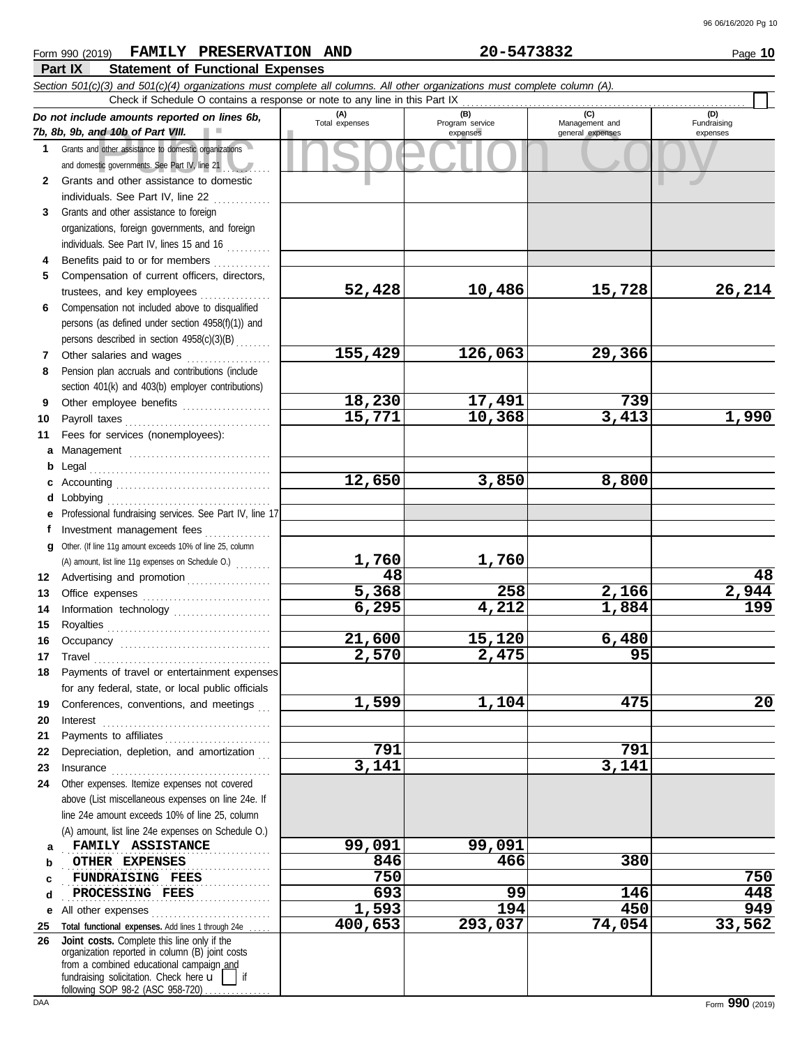Form 990 (2019) **FAMILY PRESERVATION AND** **20-5473832** Page **10**

## Part IX Statement of Functional Expenses

*Section 501(c)(3) and 501(c)(4) organizations must complete all columns. All other organizations must complete column (A).*

Check if Schedule O contains a response or note to any line in this Part IX ☐

| | *Do not include amounts reported on lines 6b, 7b, 8b, 9b, and 10b of Part VIII.* | (A) Total expenses | (B) Program service expenses | (C) Management and general expenses | (D) Fundraising expenses |
|---|---|---|---|---|---|
| 1 | Grants and other assistance to domestic organizations and domestic governments. See Part IV, line 21 | | | | |
| 2 | Grants and other assistance to domestic individuals. See Part IV, line 22 | | | | |
| 3 | Grants and other assistance to foreign organizations, foreign governments, and foreign individuals. See Part IV, lines 15 and 16 | | | | |
| 4 | Benefits paid to or for members | | | | |
| 5 | Compensation of current officers, directors, trustees, and key employees | 52,428 | 10,486 | 15,728 | 26,214 |
| 6 | Compensation not included above to disqualified persons (as defined under section 4958(f)(1)) and persons described in section 4958(c)(3)(B) | | | | |
| 7 | Other salaries and wages | 155,429 | 126,063 | 29,366 | |
| 8 | Pension plan accruals and contributions (include section 401(k) and 403(b) employer contributions) | | | | |
| 9 | Other employee benefits | 18,230 | 17,491 | 739 | |
| 10 | Payroll taxes | 15,771 | 10,368 | 3,413 | 1,990 |
| 11 | Fees for services (nonemployees): | | | | |
| a | Management | | | | |
| b | Legal | | | | |
| c | Accounting | 12,650 | 3,850 | 8,800 | |
| d | Lobbying | | | | |
| e | Professional fundraising services. See Part IV, line 17 | | | | |
| f | Investment management fees | | | | |
| g | Other. (If line 11g amount exceeds 10% of line 25, column (A) amount, list line 11g expenses on Schedule O.) | 1,760 | 1,760 | | |
| 12 | Advertising and promotion | 48 | | | 48 |
| 13 | Office expenses | 5,368 | 258 | 2,166 | 2,944 |
| 14 | Information technology | 6,295 | 4,212 | 1,884 | 199 |
| 15 | Royalties | | | | |
| 16 | Occupancy | 21,600 | 15,120 | 6,480 | |
| 17 | Travel | 2,570 | 2,475 | 95 | |
| 18 | Payments of travel or entertainment expenses for any federal, state, or local public officials | | | | |
| 19 | Conferences, conventions, and meetings | 1,599 | 1,104 | 475 | 20 |
| 20 | Interest | | | | |
| 21 | Payments to affiliates | | | | |
| 22 | Depreciation, depletion, and amortization | 791 | | 791 | |
| 23 | Insurance | 3,141 | | 3,141 | |
| 24 | Other expenses. Itemize expenses not covered above (List miscellaneous expenses on line 24e. If line 24e amount exceeds 10% of line 25, column (A) amount, list line 24e expenses on Schedule O.) | | | | |
| a | FAMILY ASSISTANCE | 99,091 | 99,091 | | |
| b | OTHER EXPENSES | 846 | 466 | 380 | |
| c | FUNDRAISING FEES | 750 | | | 750 |
| d | PROCESSING FEES | 693 | 99 | 146 | 448 |
| e | All other expenses | 1,593 | 194 | 450 | 949 |
| 25 | **Total functional expenses.** Add lines 1 through 24e | 400,653 | 293,037 | 74,054 | 33,562 |
| 26 | **Joint costs.** Complete this line only if the organization reported in column (B) joint costs from a combined educational campaign and fundraising solicitation. Check here ☐ if following SOP 98-2 (ASC 958-720) | | | | |

DAA Form **990** (2019)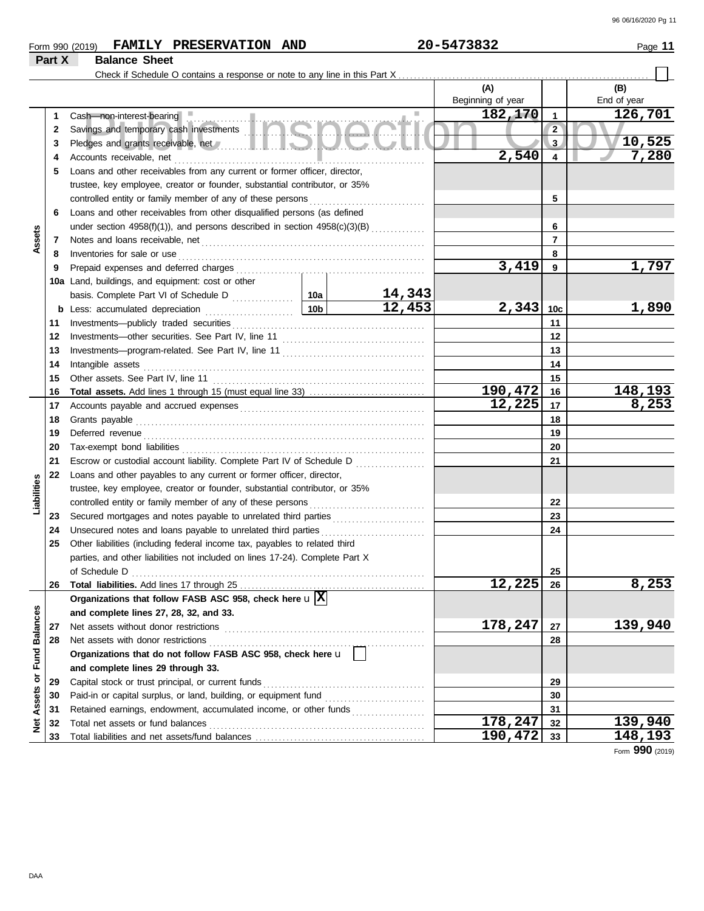Form 990 (2019) **FAMILY PRESERVATION AND** **20-5473832** Page **11**

## Part X Balance Sheet

Check if Schedule O contains a response or note to any line in this Part X . . . . . . ☐

| Section | Line | Description | | | (A) Beginning of year | | (B) End of year |
|---|---|---|---|---|---|---|---|
| Assets | 1 | Cash—non-interest-bearing | | | 182,170 | 1 | 126,701 |
| | 2 | Savings and temporary cash investments | | | | 2 | |
| | 3 | Pledges and grants receivable, net | | | | 3 | 10,525 |
| | 4 | Accounts receivable, net | | | 2,540 | 4 | 7,280 |
| | 5 | Loans and other receivables from any current or former officer, director, trustee, key employee, creator or founder, substantial contributor, or 35% controlled entity or family member of any of these persons | | | | 5 | |
| | 6 | Loans and other receivables from other disqualified persons (as defined under section 4958(f)(1)), and persons described in section 4958(c)(3)(B) | | | | 6 | |
| | 7 | Notes and loans receivable, net | | | | 7 | |
| | 8 | Inventories for sale or use | | | | 8 | |
| | 9 | Prepaid expenses and deferred charges | | | 3,419 | 9 | 1,797 |
| | 10a | Land, buildings, and equipment: cost or other basis. Complete Part VI of Schedule D | 10a | 14,343 | | | |
| | b | Less: accumulated depreciation | 10b | 12,453 | 2,343 | 10c | 1,890 |
| | 11 | Investments—publicly traded securities | | | | 11 | |
| | 12 | Investments—other securities. See Part IV, line 11 | | | | 12 | |
| | 13 | Investments—program-related. See Part IV, line 11 | | | | 13 | |
| | 14 | Intangible assets | | | | 14 | |
| | 15 | Other assets. See Part IV, line 11 | | | | 15 | |
| | 16 | **Total assets.** Add lines 1 through 15 (must equal line 33) | | | 190,472 | 16 | 148,193 |
| Liabilities | 17 | Accounts payable and accrued expenses | | | 12,225 | 17 | 8,253 |
| | 18 | Grants payable | | | | 18 | |
| | 19 | Deferred revenue | | | | 19 | |
| | 20 | Tax-exempt bond liabilities | | | | 20 | |
| | 21 | Escrow or custodial account liability. Complete Part IV of Schedule D | | | | 21 | |
| | 22 | Loans and other payables to any current or former officer, director, trustee, key employee, creator or founder, substantial contributor, or 35% controlled entity or family member of any of these persons | | | | 22 | |
| | 23 | Secured mortgages and notes payable to unrelated third parties | | | | 23 | |
| | 24 | Unsecured notes and loans payable to unrelated third parties | | | | 24 | |
| | 25 | Other liabilities (including federal income tax, payables to related third parties, and other liabilities not included on lines 17-24). Complete Part X of Schedule D | | | | 25 | |
| | 26 | **Total liabilities.** Add lines 17 through 25 | | | 12,225 | 26 | 8,253 |
| Net Assets or Fund Balances | | **Organizations that follow FASB ASC 958, check here** u ☒ **and complete lines 27, 28, 32, and 33.** | | | | | |
| | 27 | Net assets without donor restrictions | | | 178,247 | 27 | 139,940 |
| | 28 | Net assets with donor restrictions | | | | 28 | |
| | | **Organizations that do not follow FASB ASC 958, check here** u ☐ **and complete lines 29 through 33.** | | | | | |
| | 29 | Capital stock or trust principal, or current funds | | | | 29 | |
| | 30 | Paid-in or capital surplus, or land, building, or equipment fund | | | | 30 | |
| | 31 | Retained earnings, endowment, accumulated income, or other funds | | | | 31 | |
| | 32 | Total net assets or fund balances | | | 178,247 | 32 | 139,940 |
| | 33 | Total liabilities and net assets/fund balances | | | 190,472 | 33 | 148,193 |

Form **990** (2019)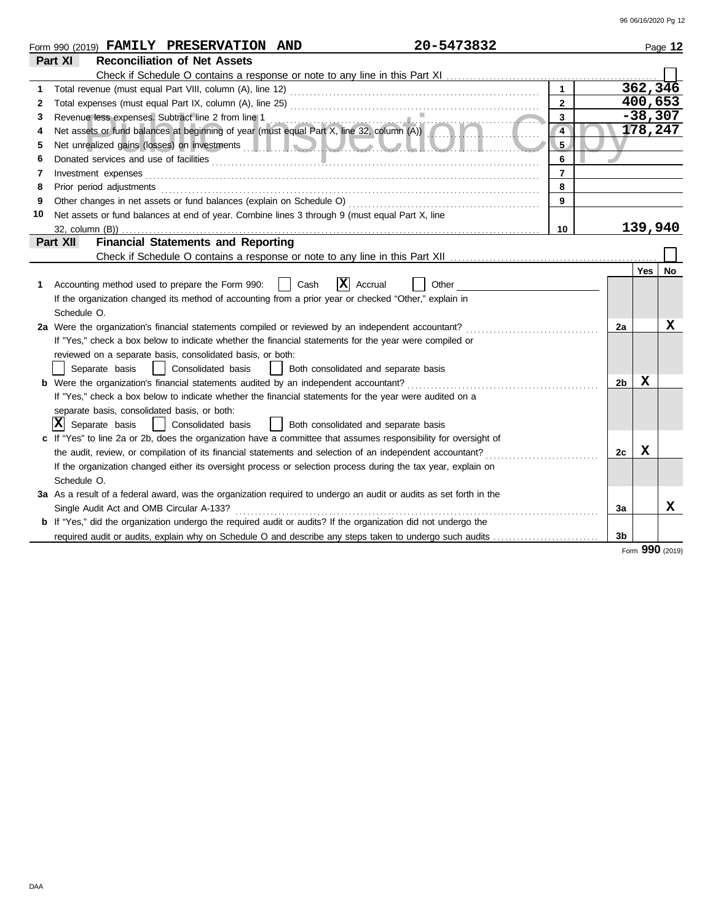Form 990 (2019) **FAMILY PRESERVATION AND** **20-5473832** Page **12**

## Part XI Reconciliation of Net Assets

Check if Schedule O contains a response or note to any line in this Part XI ☐

| | | | |
|---|---|---|---|
| 1 | Total revenue (must equal Part VIII, column (A), line 12) | 1 | 362,346 |
| 2 | Total expenses (must equal Part IX, column (A), line 25) | 2 | 400,653 |
| 3 | Revenue less expenses. Subtract line 2 from line 1 | 3 | -38,307 |
| 4 | Net assets or fund balances at beginning of year (must equal Part X, line 32, column (A)) | 4 | 178,247 |
| 5 | Net unrealized gains (losses) on investments | 5 | |
| 6 | Donated services and use of facilities | 6 | |
| 7 | Investment expenses | 7 | |
| 8 | Prior period adjustments | 8 | |
| 9 | Other changes in net assets or fund balances (explain on Schedule O) | 9 | |
| 10 | Net assets or fund balances at end of year. Combine lines 3 through 9 (must equal Part X, line 32, column (B)) | 10 | 139,940 |

## Part XII Financial Statements and Reporting

Check if Schedule O contains a response or note to any line in this Part XII ☐

| | | | Yes | No |
|---|---|---|---|---|
| 1 | Accounting method used to prepare the Form 990: ☐ Cash ☒ Accrual ☐ Other<br>If the organization changed its method of accounting from a prior year or checked "Other," explain in Schedule O. | | | |
| 2a | Were the organization's financial statements compiled or reviewed by an independent accountant?<br>If "Yes," check a box below to indicate whether the financial statements for the year were compiled or reviewed on a separate basis, consolidated basis, or both:<br>☐ Separate basis ☐ Consolidated basis ☐ Both consolidated and separate basis | 2a | | X |
| b | Were the organization's financial statements audited by an independent accountant?<br>If "Yes," check a box below to indicate whether the financial statements for the year were audited on a separate basis, consolidated basis, or both:<br>☒ Separate basis ☐ Consolidated basis ☐ Both consolidated and separate basis | 2b | X | |
| c | If "Yes" to line 2a or 2b, does the organization have a committee that assumes responsibility for oversight of the audit, review, or compilation of its financial statements and selection of an independent accountant?<br>If the organization changed either its oversight process or selection process during the tax year, explain on Schedule O. | 2c | X | |
| 3a | As a result of a federal award, was the organization required to undergo an audit or audits as set forth in the Single Audit Act and OMB Circular A-133? | 3a | | X |
| b | If "Yes," did the organization undergo the required audit or audits? If the organization did not undergo the required audit or audits, explain why on Schedule O and describe any steps taken to undergo such audits | 3b | | |

Form **990** (2019)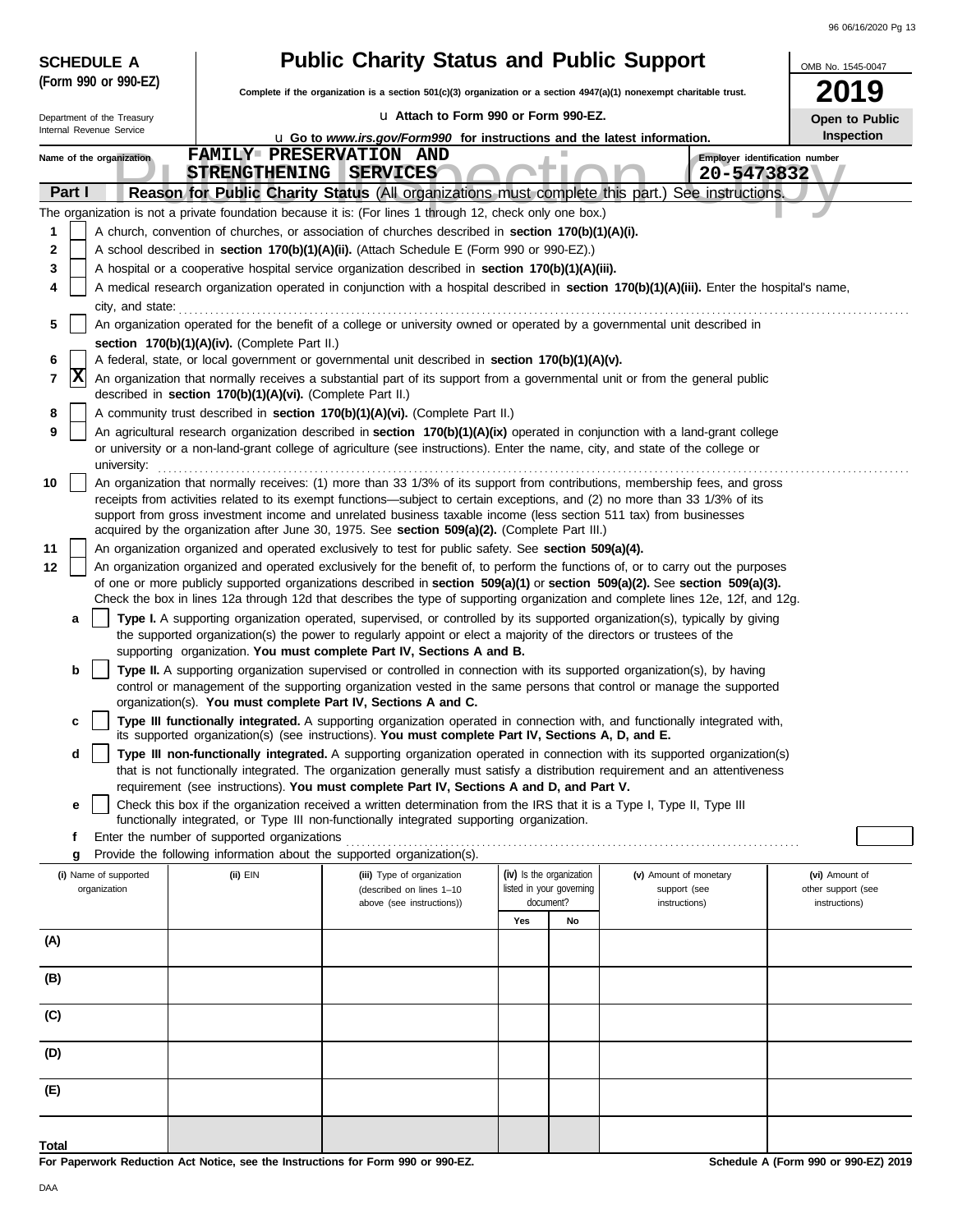**SCHEDULE A (Form 990 or 990-EZ)**

Department of the Treasury
Internal Revenue Service

# Public Charity Status and Public Support

**Complete if the organization is a section 501(c)(3) organization or a section 4947(a)(1) nonexempt charitable trust.**

u **Attach to Form 990 or Form 990-EZ.**

u **Go to *www.irs.gov/Form990* for instructions and the latest information.**

OMB No. 1545-0047

**2019**

**Open to Public Inspection**

Name of the organization: FAMILY PRESERVATION AND STRENGTHENING SERVICES

Employer identification number: 20-5473832

**Part I** **Reason for Public Charity Status** (All organizations must complete this part.) See instructions.

The organization is not a private foundation because it is: (For lines 1 through 12, check only one box.)

1 [ ] A church, convention of churches, or association of churches described in **section 170(b)(1)(A)(i).**

2 [ ] A school described in **section 170(b)(1)(A)(ii).** (Attach Schedule E (Form 990 or 990-EZ).)

3 [ ] A hospital or a cooperative hospital service organization described in **section 170(b)(1)(A)(iii).**

4 [ ] A medical research organization operated in conjunction with a hospital described in **section 170(b)(1)(A)(iii).** Enter the hospital's name, city, and state:

5 [ ] An organization operated for the benefit of a college or university owned or operated by a governmental unit described in **section 170(b)(1)(A)(iv).** (Complete Part II.)

6 [ ] A federal, state, or local government or governmental unit described in **section 170(b)(1)(A)(v).**

7 [X] An organization that normally receives a substantial part of its support from a governmental unit or from the general public described in **section 170(b)(1)(A)(vi).** (Complete Part II.)

8 [ ] A community trust described in **section 170(b)(1)(A)(vi).** (Complete Part II.)

9 [ ] An agricultural research organization described in **section 170(b)(1)(A)(ix)** operated in conjunction with a land-grant college or university or a non-land-grant college of agriculture (see instructions). Enter the name, city, and state of the college or university:

10 [ ] An organization that normally receives: (1) more than 33 1/3% of its support from contributions, membership fees, and gross receipts from activities related to its exempt functions—subject to certain exceptions, and (2) no more than 33 1/3% of its support from gross investment income and unrelated business taxable income (less section 511 tax) from businesses acquired by the organization after June 30, 1975. See **section 509(a)(2).** (Complete Part III.)

11 [ ] An organization organized and operated exclusively to test for public safety. See **section 509(a)(4).**

12 [ ] An organization organized and operated exclusively for the benefit of, to perform the functions of, or to carry out the purposes of one or more publicly supported organizations described in **section 509(a)(1)** or **section 509(a)(2).** See **section 509(a)(3).** Check the box in lines 12a through 12d that describes the type of supporting organization and complete lines 12e, 12f, and 12g.

a [ ] **Type I.** A supporting organization operated, supervised, or controlled by its supported organization(s), typically by giving the supported organization(s) the power to regularly appoint or elect a majority of the directors or trustees of the supporting organization. **You must complete Part IV, Sections A and B.**

b [ ] **Type II.** A supporting organization supervised or controlled in connection with its supported organization(s), by having control or management of the supporting organization vested in the same persons that control or manage the supported organization(s). **You must complete Part IV, Sections A and C.**

c [ ] **Type III functionally integrated.** A supporting organization operated in connection with, and functionally integrated with, its supported organization(s) (see instructions). **You must complete Part IV, Sections A, D, and E.**

d [ ] **Type III non-functionally integrated.** A supporting organization operated in connection with its supported organization(s) that is not functionally integrated. The organization generally must satisfy a distribution requirement and an attentiveness requirement (see instructions). **You must complete Part IV, Sections A and D, and Part V.**

e [ ] Check this box if the organization received a written determination from the IRS that it is a Type I, Type II, Type III functionally integrated, or Type III non-functionally integrated supporting organization.

f Enter the number of supported organizations

g Provide the following information about the supported organization(s).

| (i) Name of supported organization | (ii) EIN | (iii) Type of organization (described on lines 1–10 above (see instructions)) | (iv) Is the organization listed in your governing document? Yes | No | (v) Amount of monetary support (see instructions) | (vi) Amount of other support (see instructions) |
|---|---|---|---|---|---|---|
| (A) | | | | | | |
| (B) | | | | | | |
| (C) | | | | | | |
| (D) | | | | | | |
| (E) | | | | | | |
| **Total** | | | | | | |

**For Paperwork Reduction Act Notice, see the Instructions for Form 990 or 990-EZ.**

**Schedule A (Form 990 or 990-EZ) 2019**

DAA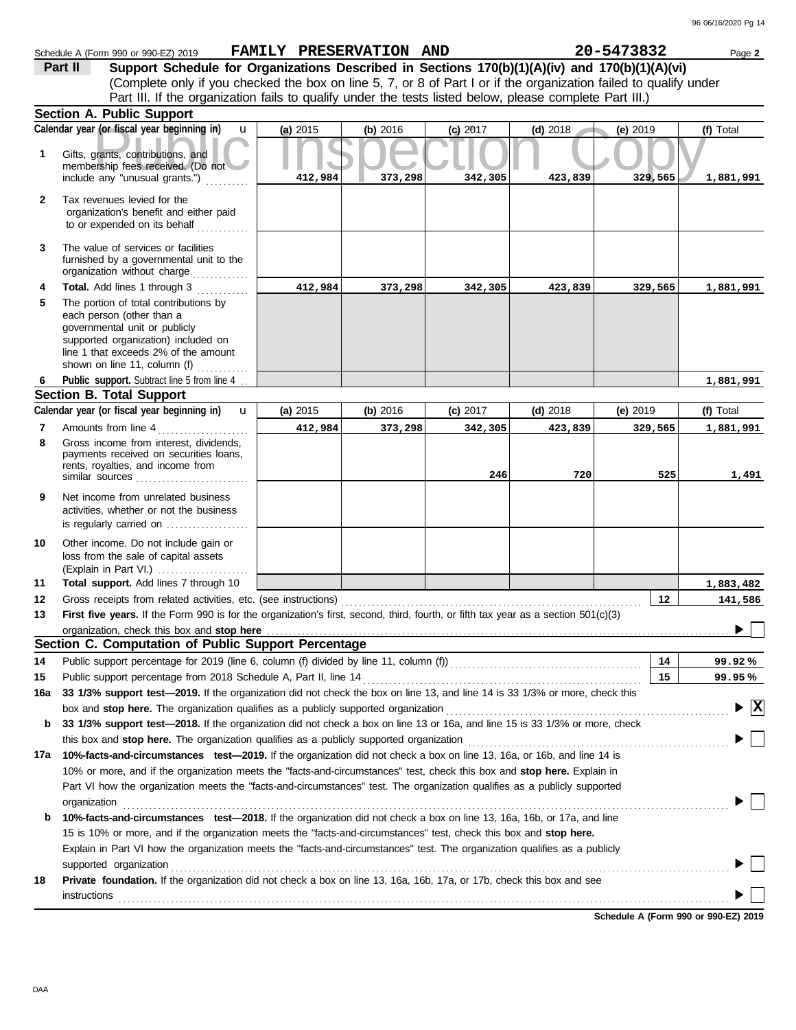Schedule A (Form 990 or 990-EZ) 2019 **FAMILY PRESERVATION AND** **20-5473832** Page **2**

**Part II** **Support Schedule for Organizations Described in Sections 170(b)(1)(A)(iv) and 170(b)(1)(A)(vi)**
(Complete only if you checked the box on line 5, 7, or 8 of Part I or if the organization failed to qualify under Part III. If the organization fails to qualify under the tests listed below, please complete Part III.)

### Section A. Public Support

| Calendar year (or fiscal year beginning in) | (a) 2015 | (b) 2016 | (c) 2017 | (d) 2018 | (e) 2019 | (f) Total |
|---|---|---|---|---|---|---|
| **1** Gifts, grants, contributions, and membership fees received. (Do not include any "unusual grants.") | 412,984 | 373,298 | 342,305 | 423,839 | 329,565 | 1,881,991 |
| **2** Tax revenues levied for the organization's benefit and either paid to or expended on its behalf | | | | | | |
| **3** The value of services or facilities furnished by a governmental unit to the organization without charge | | | | | | |
| **4** **Total.** Add lines 1 through 3 | 412,984 | 373,298 | 342,305 | 423,839 | 329,565 | 1,881,991 |
| **5** The portion of total contributions by each person (other than a governmental unit or publicly supported organization) included on line 1 that exceeds 2% of the amount shown on line 11, column (f) | | | | | | |
| **6** **Public support.** Subtract line 5 from line 4 | | | | | | 1,881,991 |

### Section B. Total Support

| Calendar year (or fiscal year beginning in) | (a) 2015 | (b) 2016 | (c) 2017 | (d) 2018 | (e) 2019 | (f) Total |
|---|---|---|---|---|---|---|
| **7** Amounts from line 4 | 412,984 | 373,298 | 342,305 | 423,839 | 329,565 | 1,881,991 |
| **8** Gross income from interest, dividends, payments received on securities loans, rents, royalties, and income from similar sources | | | 246 | 720 | 525 | 1,491 |
| **9** Net income from unrelated business activities, whether or not the business is regularly carried on | | | | | | |
| **10** Other income. Do not include gain or loss from the sale of capital assets (Explain in Part VI.) | | | | | | |
| **11** **Total support.** Add lines 7 through 10 | | | | | | 1,883,482 |

**12** Gross receipts from related activities, etc. (see instructions) — **12** — 141,586

**13** **First five years.** If the Form 990 is for the organization's first, second, third, fourth, or fifth tax year as a section 501(c)(3) organization, check this box and **stop here** ☐

### Section C. Computation of Public Support Percentage

**14** Public support percentage for 2019 (line 6, column (f) divided by line 11, column (f)) — **14** — 99.92 %

**15** Public support percentage from 2018 Schedule A, Part II, line 14 — **15** — 99.95 %

**16a** **33 1/3% support test—2019.** If the organization did not check the box on line 13, and line 14 is 33 1/3% or more, check this box and **stop here.** The organization qualifies as a publicly supported organization ☒

**b** **33 1/3% support test—2018.** If the organization did not check a box on line 13 or 16a, and line 15 is 33 1/3% or more, check this box and **stop here.** The organization qualifies as a publicly supported organization ☐

**17a** **10%-facts-and-circumstances test—2019.** If the organization did not check a box on line 13, 16a, or 16b, and line 14 is 10% or more, and if the organization meets the "facts-and-circumstances" test, check this box and **stop here.** Explain in Part VI how the organization meets the "facts-and-circumstances" test. The organization qualifies as a publicly supported organization ☐

**b** **10%-facts-and-circumstances test—2018.** If the organization did not check a box on line 13, 16a, 16b, or 17a, and line 15 is 10% or more, and if the organization meets the "facts-and-circumstances" test, check this box and **stop here.** Explain in Part VI how the organization meets the "facts-and-circumstances" test. The organization qualifies as a publicly supported organization ☐

**18** **Private foundation.** If the organization did not check a box on line 13, 16a, 16b, 17a, or 17b, check this box and see instructions ☐

**Schedule A (Form 990 or 990-EZ) 2019**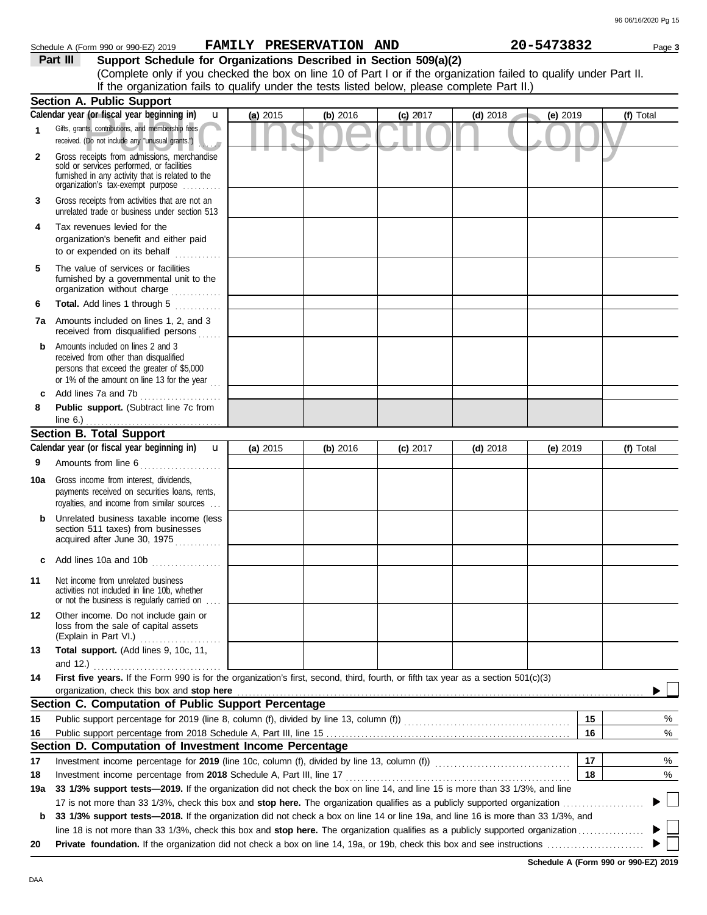Schedule A (Form 990 or 990-EZ) 2019 **FAMILY PRESERVATION AND** **20-5473832** Page **3**

**Part III** **Support Schedule for Organizations Described in Section 509(a)(2)**

(Complete only if you checked the box on line 10 of Part I or if the organization failed to qualify under Part II. If the organization fails to qualify under the tests listed below, please complete Part II.)

## Section A. Public Support

| Calendar year (or fiscal year beginning in) u | (a) 2015 | (b) 2016 | (c) 2017 | (d) 2018 | (e) 2019 | (f) Total |
|---|---|---|---|---|---|---|
| **1** Gifts, grants, contributions, and membership fees received. (Do not include any "unusual grants.") | | | | | | |
| **2** Gross receipts from admissions, merchandise sold or services performed, or facilities furnished in any activity that is related to the organization's tax-exempt purpose | | | | | | |
| **3** Gross receipts from activities that are not an unrelated trade or business under section 513 | | | | | | |
| **4** Tax revenues levied for the organization's benefit and either paid to or expended on its behalf | | | | | | |
| **5** The value of services or facilities furnished by a governmental unit to the organization without charge | | | | | | |
| **6** **Total.** Add lines 1 through 5 | | | | | | |
| **7a** Amounts included on lines 1, 2, and 3 received from disqualified persons | | | | | | |
| **b** Amounts included on lines 2 and 3 received from other than disqualified persons that exceed the greater of $5,000 or 1% of the amount on line 13 for the year | | | | | | |
| **c** Add lines 7a and 7b | | | | | | |
| **8** **Public support.** (Subtract line 7c from line 6.) | | | | | | |

## Section B. Total Support

| Calendar year (or fiscal year beginning in) u | (a) 2015 | (b) 2016 | (c) 2017 | (d) 2018 | (e) 2019 | (f) Total |
|---|---|---|---|---|---|---|
| **9** Amounts from line 6 | | | | | | |
| **10a** Gross income from interest, dividends, payments received on securities loans, rents, royalties, and income from similar sources | | | | | | |
| **b** Unrelated business taxable income (less section 511 taxes) from businesses acquired after June 30, 1975 | | | | | | |
| **c** Add lines 10a and 10b | | | | | | |
| **11** Net income from unrelated business activities not included in line 10b, whether or not the business is regularly carried on | | | | | | |
| **12** Other income. Do not include gain or loss from the sale of capital assets (Explain in Part VI.) | | | | | | |
| **13** **Total support.** (Add lines 9, 10c, 11, and 12.) | | | | | | |

**14** **First five years.** If the Form 990 is for the organization's first, second, third, fourth, or fifth tax year as a section 501(c)(3) organization, check this box and **stop here** ▶ ☐

## Section C. Computation of Public Support Percentage

| | | | |
|---|---|---|---|
| **15** | Public support percentage for 2019 (line 8, column (f), divided by line 13, column (f)) | **15** | % |
| **16** | Public support percentage from 2018 Schedule A, Part III, line 15 | **16** | % |

## Section D. Computation of Investment Income Percentage

| | | | |
|---|---|---|---|
| **17** | Investment income percentage for **2019** (line 10c, column (f), divided by line 13, column (f)) | **17** | % |
| **18** | Investment income percentage from **2018** Schedule A, Part III, line 17 | **18** | % |

**19a** **33 1/3% support tests—2019.** If the organization did not check the box on line 14, and line 15 is more than 33 1/3%, and line 17 is not more than 33 1/3%, check this box and **stop here.** The organization qualifies as a publicly supported organization ▶ ☐

**b** **33 1/3% support tests—2018.** If the organization did not check a box on line 14 or line 19a, and line 16 is more than 33 1/3%, and line 18 is not more than 33 1/3%, check this box and **stop here.** The organization qualifies as a publicly supported organization ▶ ☐

**20** **Private foundation.** If the organization did not check a box on line 14, 19a, or 19b, check this box and see instructions ▶ ☐

**Schedule A (Form 990 or 990-EZ) 2019**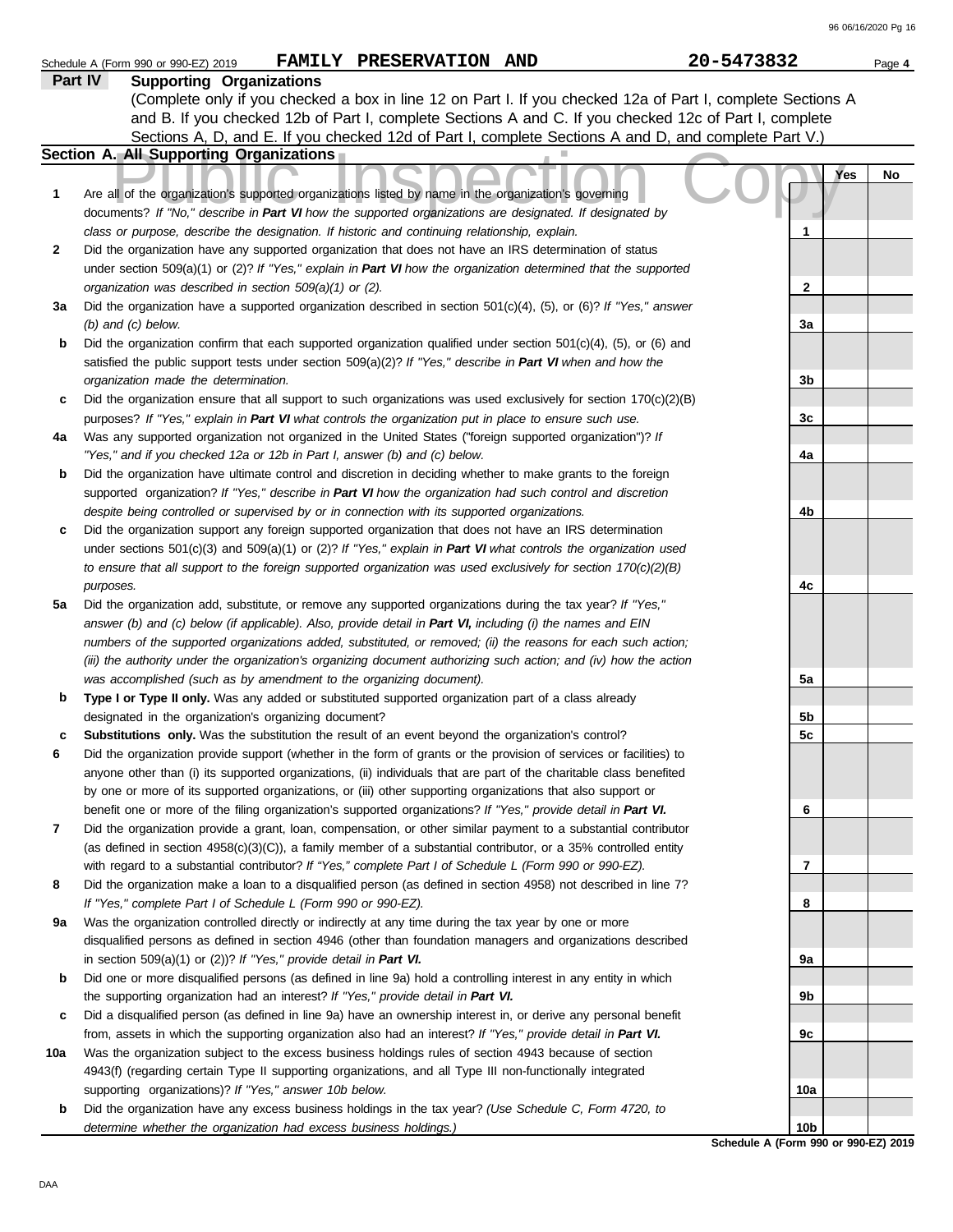Schedule A (Form 990 or 990-EZ) 2019 **FAMILY PRESERVATION AND** **20-5473832** Page **4**

## Part IV Supporting Organizations

(Complete only if you checked a box in line 12 on Part I. If you checked 12a of Part I, complete Sections A and B. If you checked 12b of Part I, complete Sections A and C. If you checked 12c of Part I, complete Sections A, D, and E. If you checked 12d of Part I, complete Sections A and D, and complete Part V.)

### Section A. All Supporting Organizations

Public Inspection Copy

| | | | Yes | No |
|---|---|---|---|---|
| **1** | Are all of the organization's supported organizations listed by name in the organization's governing documents? *If "No," describe in **Part VI** how the supported organizations are designated. If designated by class or purpose, describe the designation. If historic and continuing relationship, explain.* | **1** | | |
| **2** | Did the organization have any supported organization that does not have an IRS determination of status under section 509(a)(1) or (2)? *If "Yes," explain in **Part VI** how the organization determined that the supported organization was described in section 509(a)(1) or (2).* | **2** | | |
| **3a** | Did the organization have a supported organization described in section 501(c)(4), (5), or (6)? *If "Yes," answer (b) and (c) below.* | **3a** | | |
| **b** | Did the organization confirm that each supported organization qualified under section 501(c)(4), (5), or (6) and satisfied the public support tests under section 509(a)(2)? *If "Yes," describe in **Part VI** when and how the organization made the determination.* | **3b** | | |
| **c** | Did the organization ensure that all support to such organizations was used exclusively for section 170(c)(2)(B) purposes? *If "Yes," explain in **Part VI** what controls the organization put in place to ensure such use.* | **3c** | | |
| **4a** | Was any supported organization not organized in the United States ("foreign supported organization")? *If "Yes," and if you checked 12a or 12b in Part I, answer (b) and (c) below.* | **4a** | | |
| **b** | Did the organization have ultimate control and discretion in deciding whether to make grants to the foreign supported organization? *If "Yes," describe in **Part VI** how the organization had such control and discretion despite being controlled or supervised by or in connection with its supported organizations.* | **4b** | | |
| **c** | Did the organization support any foreign supported organization that does not have an IRS determination under sections 501(c)(3) and 509(a)(1) or (2)? *If "Yes," explain in **Part VI** what controls the organization used to ensure that all support to the foreign supported organization was used exclusively for section 170(c)(2)(B) purposes.* | **4c** | | |
| **5a** | Did the organization add, substitute, or remove any supported organizations during the tax year? *If "Yes," answer (b) and (c) below (if applicable). Also, provide detail in **Part VI,** including (i) the names and EIN numbers of the supported organizations added, substituted, or removed; (ii) the reasons for each such action; (iii) the authority under the organization's organizing document authorizing such action; and (iv) how the action was accomplished (such as by amendment to the organizing document).* | **5a** | | |
| **b** | **Type I or Type II only.** Was any added or substituted supported organization part of a class already designated in the organization's organizing document? | **5b** | | |
| **c** | **Substitutions only.** Was the substitution the result of an event beyond the organization's control? | **5c** | | |
| **6** | Did the organization provide support (whether in the form of grants or the provision of services or facilities) to anyone other than (i) its supported organizations, (ii) individuals that are part of the charitable class benefited by one or more of its supported organizations, or (iii) other supporting organizations that also support or benefit one or more of the filing organization's supported organizations? *If "Yes," provide detail in **Part VI.*** | **6** | | |
| **7** | Did the organization provide a grant, loan, compensation, or other similar payment to a substantial contributor (as defined in section 4958(c)(3)(C)), a family member of a substantial contributor, or a 35% controlled entity with regard to a substantial contributor? *If "Yes," complete Part I of Schedule L (Form 990 or 990-EZ).* | **7** | | |
| **8** | Did the organization make a loan to a disqualified person (as defined in section 4958) not described in line 7? *If "Yes," complete Part I of Schedule L (Form 990 or 990-EZ).* | **8** | | |
| **9a** | Was the organization controlled directly or indirectly at any time during the tax year by one or more disqualified persons as defined in section 4946 (other than foundation managers and organizations described in section 509(a)(1) or (2))? *If "Yes," provide detail in **Part VI.*** | **9a** | | |
| **b** | Did one or more disqualified persons (as defined in line 9a) hold a controlling interest in any entity in which the supporting organization had an interest? *If "Yes," provide detail in **Part VI.*** | **9b** | | |
| **c** | Did a disqualified person (as defined in line 9a) have an ownership interest in, or derive any personal benefit from, assets in which the supporting organization also had an interest? *If "Yes," provide detail in **Part VI.*** | **9c** | | |
| **10a** | Was the organization subject to the excess business holdings rules of section 4943 because of section 4943(f) (regarding certain Type II supporting organizations, and all Type III non-functionally integrated supporting organizations)? *If "Yes," answer 10b below.* | **10a** | | |
| **b** | Did the organization have any excess business holdings in the tax year? *(Use Schedule C, Form 4720, to determine whether the organization had excess business holdings.)* | **10b** | | |

**Schedule A (Form 990 or 990-EZ) 2019**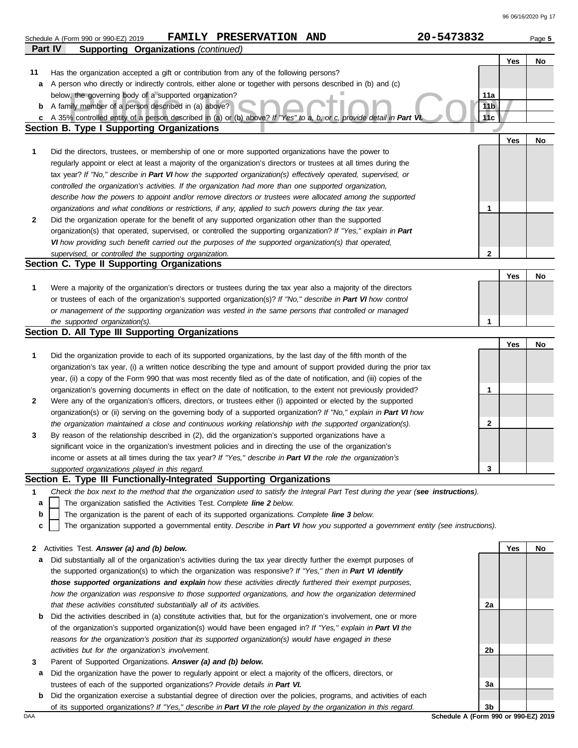Schedule A (Form 990 or 990-EZ) 2019 **FAMILY PRESERVATION AND** **20-5473832** Page **5**

**Part IV Supporting Organizations** *(continued)*

| | | | Yes | No |
|---|---|---|---|---|
| **11** | Has the organization accepted a gift or contribution from any of the following persons? | | | |
| **a** | A person who directly or indirectly controls, either alone or together with persons described in (b) and (c) below, the governing body of a supported organization? | **11a** | | |
| **b** | A family member of a person described in (a) above? | **11b** | | |
| **c** | A 35% controlled entity of a person described in (a) or (b) above? *If "Yes" to a, b, or c, provide detail in* ***Part VI.*** | **11c** | | |

## Section B. Type I Supporting Organizations

| | | | Yes | No |
|---|---|---|---|---|
| **1** | Did the directors, trustees, or membership of one or more supported organizations have the power to regularly appoint or elect at least a majority of the organization's directors or trustees at all times during the tax year? *If "No," describe in* ***Part VI*** *how the supported organization(s) effectively operated, supervised, or controlled the organization's activities. If the organization had more than one supported organization, describe how the powers to appoint and/or remove directors or trustees were allocated among the supported organizations and what conditions or restrictions, if any, applied to such powers during the tax year.* | **1** | | |
| **2** | Did the organization operate for the benefit of any supported organization other than the supported organization(s) that operated, supervised, or controlled the supporting organization? *If "Yes," explain in* ***Part VI*** *how providing such benefit carried out the purposes of the supported organization(s) that operated, supervised, or controlled the supporting organization.* | **2** | | |

## Section C. Type II Supporting Organizations

| | | | Yes | No |
|---|---|---|---|---|
| **1** | Were a majority of the organization's directors or trustees during the tax year also a majority of the directors or trustees of each of the organization's supported organization(s)? *If "No," describe in* ***Part VI*** *how control or management of the supporting organization was vested in the same persons that controlled or managed the supported organization(s).* | **1** | | |

## Section D. All Type III Supporting Organizations

| | | | Yes | No |
|---|---|---|---|---|
| **1** | Did the organization provide to each of its supported organizations, by the last day of the fifth month of the organization's tax year, (i) a written notice describing the type and amount of support provided during the prior tax year, (ii) a copy of the Form 990 that was most recently filed as of the date of notification, and (iii) copies of the organization's governing documents in effect on the date of notification, to the extent not previously provided? | **1** | | |
| **2** | Were any of the organization's officers, directors, or trustees either (i) appointed or elected by the supported organization(s) or (ii) serving on the governing body of a supported organization? *If "No," explain in* ***Part VI*** *how the organization maintained a close and continuous working relationship with the supported organization(s).* | **2** | | |
| **3** | By reason of the relationship described in (2), did the organization's supported organizations have a significant voice in the organization's investment policies and in directing the use of the organization's income or assets at all times during the tax year? *If "Yes," describe in* ***Part VI*** *the role the organization's supported organizations played in this regard.* | **3** | | |

## Section E. Type III Functionally-Integrated Supporting Organizations

**1** *Check the box next to the method that the organization used to satisfy the Integral Part Test during the year (**see instructions**).*

- **a** ☐ The organization satisfied the Activities Test. *Complete **line 2** below.*
- **b** ☐ The organization is the parent of each of its supported organizations. *Complete **line 3** below.*
- **c** ☐ The organization supported a governmental entity. *Describe in **Part VI** how you supported a government entity (see instructions).*

| | | | Yes | No |
|---|---|---|---|---|
| **2** | Activities Test. ***Answer (a) and (b) below.*** | | | |
| **a** | Did substantially all of the organization's activities during the tax year directly further the exempt purposes of the supported organization(s) to which the organization was responsive? *If "Yes," then in* ***Part VI identify those supported organizations and explain*** *how these activities directly furthered their exempt purposes, how the organization was responsive to those supported organizations, and how the organization determined that these activities constituted substantially all of its activities.* | **2a** | | |
| **b** | Did the activities described in (a) constitute activities that, but for the organization's involvement, one or more of the organization's supported organization(s) would have been engaged in? *If "Yes," explain in* ***Part VI*** *the reasons for the organization's position that its supported organization(s) would have engaged in these activities but for the organization's involvement.* | **2b** | | |
| **3** | Parent of Supported Organizations. ***Answer (a) and (b) below.*** | | | |
| **a** | Did the organization have the power to regularly appoint or elect a majority of the officers, directors, or trustees of each of the supported organizations? ***Provide details in Part VI.*** | **3a** | | |
| **b** | Did the organization exercise a substantial degree of direction over the policies, programs, and activities of each of its supported organizations? *If "Yes," describe in* ***Part VI*** *the role played by the organization in this regard.* | **3b** | | |

DAA **Schedule A (Form 990 or 990-EZ) 2019**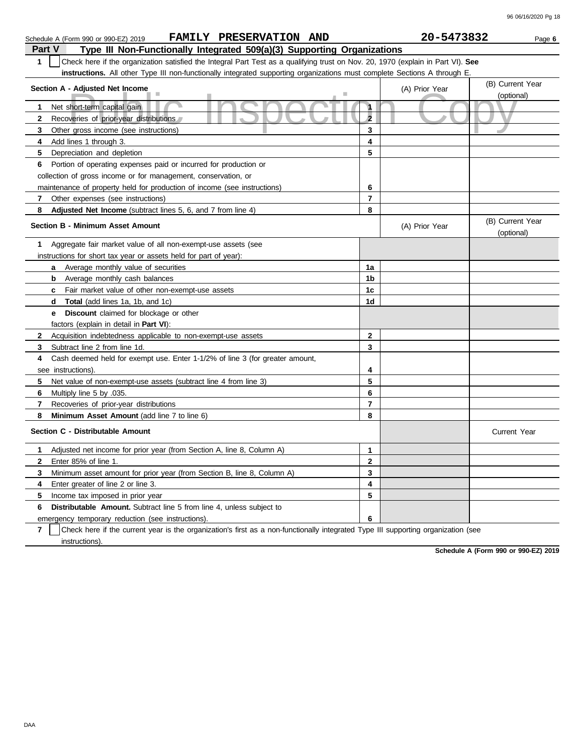Schedule A (Form 990 or 990-EZ) 2019 FAMILY PRESERVATION AND 20-5473832 Page 6

## Part V Type III Non-Functionally Integrated 509(a)(3) Supporting Organizations

**1** ☐ Check here if the organization satisfied the Integral Part Test as a qualifying trust on Nov. 20, 1970 (explain in Part VI). **See instructions.** All other Type III non-functionally integrated supporting organizations must complete Sections A through E.

| Section A - Adjusted Net Income | | (A) Prior Year | (B) Current Year (optional) |
|---|---|---|---|
| **1** Net short-term capital gain | 1 | | |
| **2** Recoveries of prior-year distributions | 2 | | |
| **3** Other gross income (see instructions) | 3 | | |
| **4** Add lines 1 through 3. | 4 | | |
| **5** Depreciation and depletion | 5 | | |
| **6** Portion of operating expenses paid or incurred for production or collection of gross income or for management, conservation, or maintenance of property held for production of income (see instructions) | 6 | | |
| **7** Other expenses (see instructions) | 7 | | |
| **8** **Adjusted Net Income** (subtract lines 5, 6, and 7 from line 4) | 8 | | |

| Section B - Minimum Asset Amount | | (A) Prior Year | (B) Current Year (optional) |
|---|---|---|---|
| **1** Aggregate fair market value of all non-exempt-use assets (see instructions for short tax year or assets held for part of year): | | | |
| **a** Average monthly value of securities | 1a | | |
| **b** Average monthly cash balances | 1b | | |
| **c** Fair market value of other non-exempt-use assets | 1c | | |
| **d** **Total** (add lines 1a, 1b, and 1c) | 1d | | |
| **e** **Discount** claimed for blockage or other factors (explain in detail in **Part VI**): | | | |
| **2** Acquisition indebtedness applicable to non-exempt-use assets | 2 | | |
| **3** Subtract line 2 from line 1d. | 3 | | |
| **4** Cash deemed held for exempt use. Enter 1-1/2% of line 3 (for greater amount, see instructions). | 4 | | |
| **5** Net value of non-exempt-use assets (subtract line 4 from line 3) | 5 | | |
| **6** Multiply line 5 by .035. | 6 | | |
| **7** Recoveries of prior-year distributions | 7 | | |
| **8** **Minimum Asset Amount** (add line 7 to line 6) | 8 | | |

| Section C - Distributable Amount | | | Current Year |
|---|---|---|---|
| **1** Adjusted net income for prior year (from Section A, line 8, Column A) | 1 | | |
| **2** Enter 85% of line 1. | 2 | | |
| **3** Minimum asset amount for prior year (from Section B, line 8, Column A) | 3 | | |
| **4** Enter greater of line 2 or line 3. | 4 | | |
| **5** Income tax imposed in prior year | 5 | | |
| **6** **Distributable Amount.** Subtract line 5 from line 4, unless subject to emergency temporary reduction (see instructions). | 6 | | |

**7** ☐ Check here if the current year is the organization's first as a non-functionally integrated Type III supporting organization (see instructions).

**Schedule A (Form 990 or 990-EZ) 2019**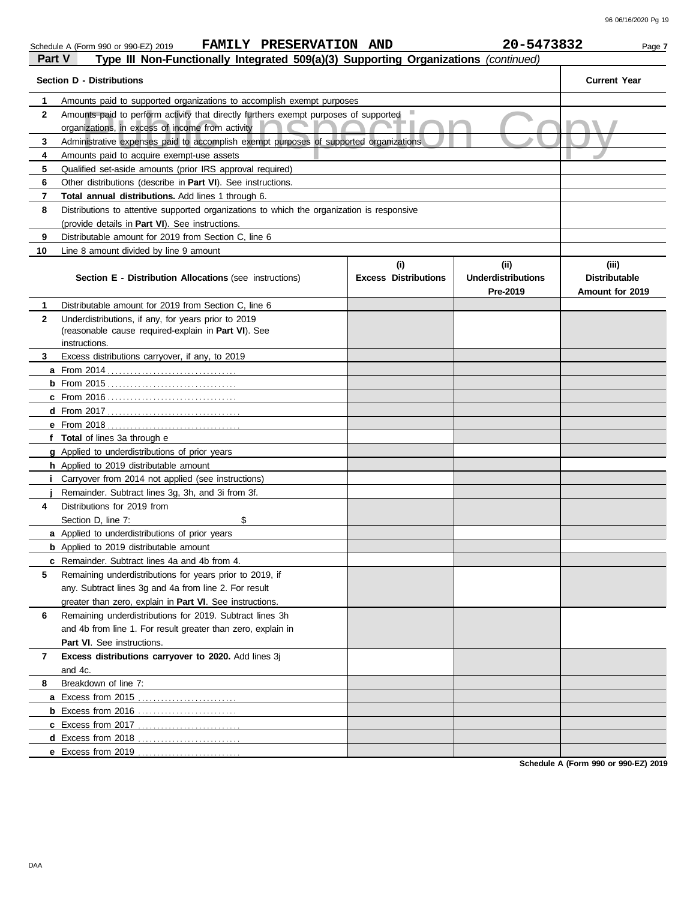Schedule A (Form 990 or 990-EZ) 2019 **FAMILY PRESERVATION AND** **20-5473832**

**Part V** **Type III Non-Functionally Integrated 509(a)(3) Supporting Organizations** *(continued)*

| **Section D - Distributions** | | **Current Year** |
|---|---|---|
| 1 | Amounts paid to supported organizations to accomplish exempt purposes | |
| 2 | Amounts paid to perform activity that directly furthers exempt purposes of supported organizations, in excess of income from activity | |
| 3 | Administrative expenses paid to accomplish exempt purposes of supported organizations | |
| 4 | Amounts paid to acquire exempt-use assets | |
| 5 | Qualified set-aside amounts (prior IRS approval required) | |
| 6 | Other distributions (describe in **Part VI**). See instructions. | |
| 7 | **Total annual distributions.** Add lines 1 through 6. | |
| 8 | Distributions to attentive supported organizations to which the organization is responsive (provide details in **Part VI**). See instructions. | |
| 9 | Distributable amount for 2019 from Section C, line 6 | |
| 10 | Line 8 amount divided by line 9 amount | |

| **Section E - Distribution Allocations** (see instructions) | **(i) Excess Distributions** | **(ii) Underdistributions Pre-2019** | **(iii) Distributable Amount for 2019** |
|---|---|---|---|
| **1** Distributable amount for 2019 from Section C, line 6 | | | |
| **2** Underdistributions, if any, for years prior to 2019 (reasonable cause required-explain in **Part VI**). See instructions. | | | |
| **3** Excess distributions carryover, if any, to 2019 | | | |
| **a** From 2014 | | | |
| **b** From 2015 | | | |
| **c** From 2016 | | | |
| **d** From 2017 | | | |
| **e** From 2018 | | | |
| **f** **Total** of lines 3a through e | | | |
| **g** Applied to underdistributions of prior years | | | |
| **h** Applied to 2019 distributable amount | | | |
| **i** Carryover from 2014 not applied (see instructions) | | | |
| **j** Remainder. Subtract lines 3g, 3h, and 3i from 3f. | | | |
| **4** Distributions for 2019 from Section D, line 7: $ | | | |
| **a** Applied to underdistributions of prior years | | | |
| **b** Applied to 2019 distributable amount | | | |
| **c** Remainder. Subtract lines 4a and 4b from 4. | | | |
| **5** Remaining underdistributions for years prior to 2019, if any. Subtract lines 3g and 4a from line 2. For result greater than zero, explain in **Part VI**. See instructions. | | | |
| **6** Remaining underdistributions for 2019. Subtract lines 3h and 4b from line 1. For result greater than zero, explain in **Part VI**. See instructions. | | | |
| **7** **Excess distributions carryover to 2020.** Add lines 3j and 4c. | | | |
| **8** Breakdown of line 7: | | | |
| **a** Excess from 2015 | | | |
| **b** Excess from 2016 | | | |
| **c** Excess from 2017 | | | |
| **d** Excess from 2018 | | | |
| **e** Excess from 2019 | | | |

**Schedule A (Form 990 or 990-EZ) 2019**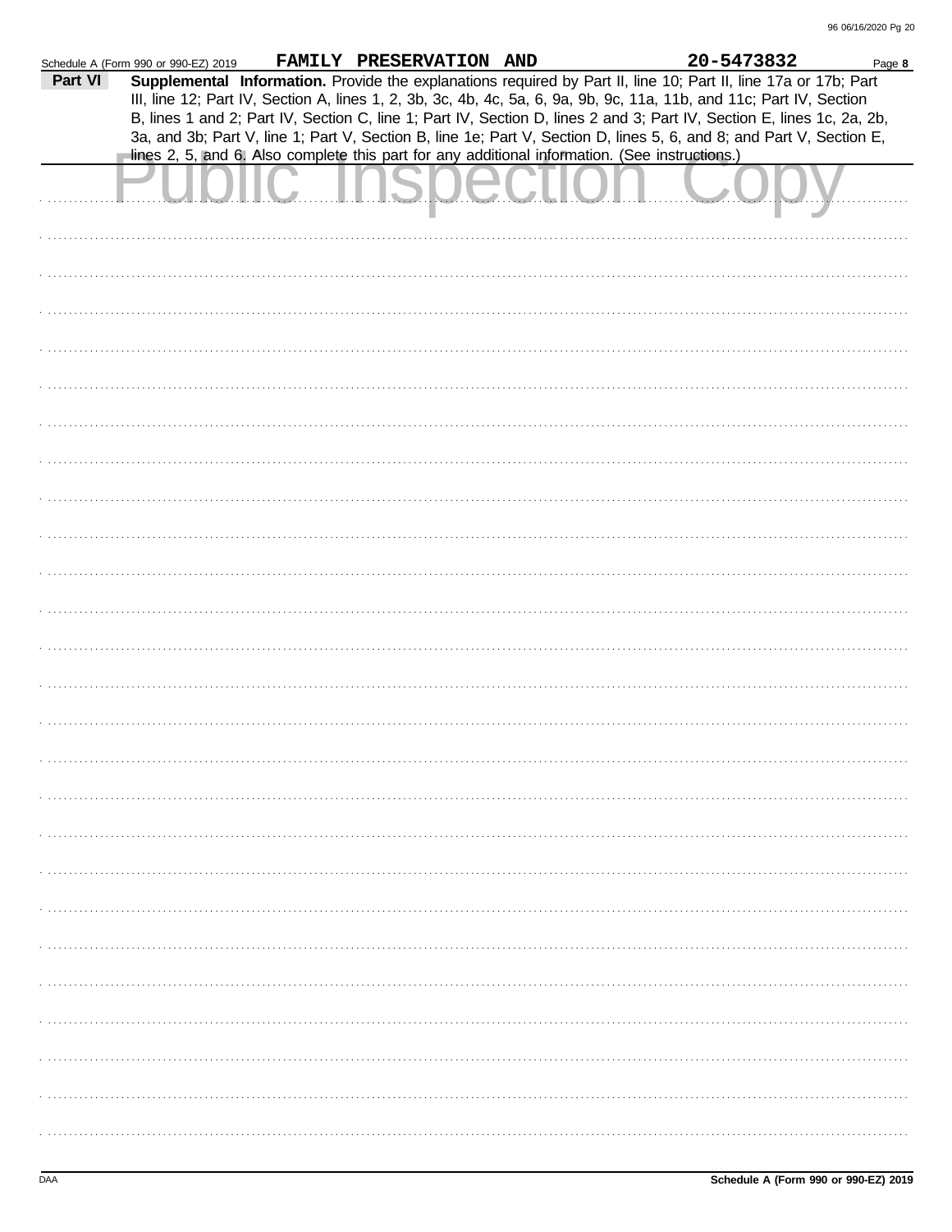Schedule A (Form 990 or 990-EZ) 2019 FAMILY PRESERVATION AND 20-5473832 Page **8**

**Part VI** **Supplemental Information.** Provide the explanations required by Part II, line 10; Part II, line 17a or 17b; Part III, line 12; Part IV, Section A, lines 1, 2, 3b, 3c, 4b, 4c, 5a, 6, 9a, 9b, 9c, 11a, 11b, and 11c; Part IV, Section B, lines 1 and 2; Part IV, Section C, line 1; Part IV, Section D, lines 2 and 3; Part IV, Section E, lines 1c, 2a, 2b, 3a, and 3b; Part V, line 1; Part V, Section B, line 1e; Part V, Section D, lines 5, 6, and 8; and Part V, Section E, lines 2, 5, and 6. Also complete this part for any additional information. (See instructions.)

Public Inspection Copy

DAA **Schedule A (Form 990 or 990-EZ) 2019**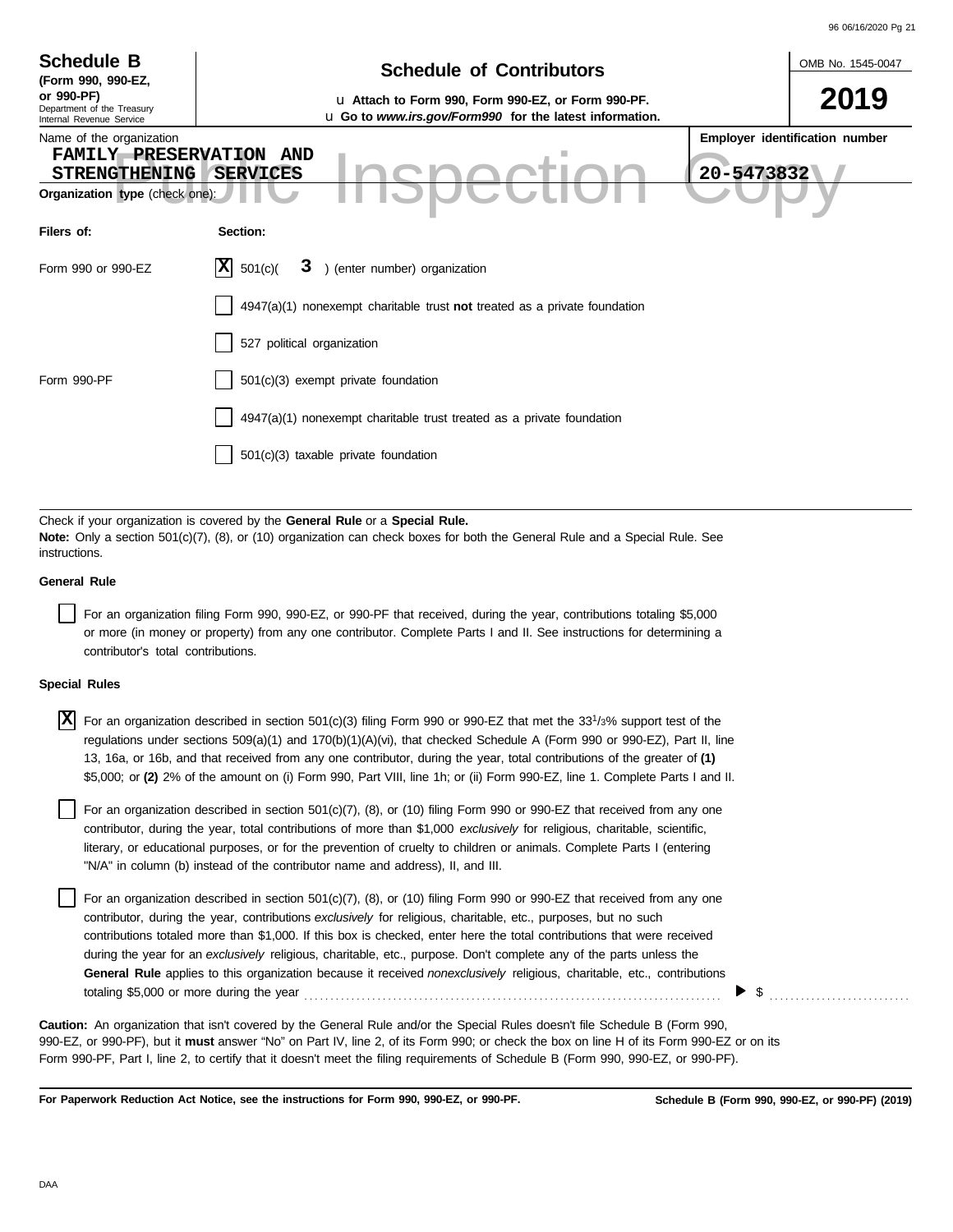**Schedule B**
**(Form 990, 990-EZ, or 990-PF)**
Department of the Treasury
Internal Revenue Service

# Schedule of Contributors

u **Attach to Form 990, Form 990-EZ, or Form 990-PF.**
u **Go to *www.irs.gov/Form990* for the latest information.**

OMB No. 1545-0047

**2019**

Name of the organization: FAMILY PRESERVATION AND STRENGTHENING SERVICES

**Employer identification number**: 20-5473832

Public Inspection Copy

**Organization type** (check one):

| **Filers of:** | **Section:** |
|---|---|
| Form 990 or 990-EZ | [X] 501(c)( 3 ) (enter number) organization |
| | [ ] 4947(a)(1) nonexempt charitable trust **not** treated as a private foundation |
| | [ ] 527 political organization |
| Form 990-PF | [ ] 501(c)(3) exempt private foundation |
| | [ ] 4947(a)(1) nonexempt charitable trust treated as a private foundation |
| | [ ] 501(c)(3) taxable private foundation |

Check if your organization is covered by the **General Rule** or a **Special Rule.**
**Note:** Only a section 501(c)(7), (8), or (10) organization can check boxes for both the General Rule and a Special Rule. See instructions.

**General Rule**

[ ] For an organization filing Form 990, 990-EZ, or 990-PF that received, during the year, contributions totaling $5,000 or more (in money or property) from any one contributor. Complete Parts I and II. See instructions for determining a contributor's total contributions.

**Special Rules**

[X] For an organization described in section 501(c)(3) filing Form 990 or 990-EZ that met the 33 1/3% support test of the regulations under sections 509(a)(1) and 170(b)(1)(A)(vi), that checked Schedule A (Form 990 or 990-EZ), Part II, line 13, 16a, or 16b, and that received from any one contributor, during the year, total contributions of the greater of **(1)** $5,000; or **(2)** 2% of the amount on (i) Form 990, Part VIII, line 1h; or (ii) Form 990-EZ, line 1. Complete Parts I and II.

[ ] For an organization described in section 501(c)(7), (8), or (10) filing Form 990 or 990-EZ that received from any one contributor, during the year, total contributions of more than $1,000 *exclusively* for religious, charitable, scientific, literary, or educational purposes, or for the prevention of cruelty to children or animals. Complete Parts I (entering "N/A" in column (b) instead of the contributor name and address), II, and III.

[ ] For an organization described in section 501(c)(7), (8), or (10) filing Form 990 or 990-EZ that received from any one contributor, during the year, contributions *exclusively* for religious, charitable, etc., purposes, but no such contributions totaled more than $1,000. If this box is checked, enter here the total contributions that were received during the year for an *exclusively* religious, charitable, etc., purpose. Don't complete any of the parts unless the **General Rule** applies to this organization because it received *nonexclusively* religious, charitable, etc., contributions totaling $5,000 or more during the year ▶ $ ..........

**Caution:** An organization that isn't covered by the General Rule and/or the Special Rules doesn't file Schedule B (Form 990, 990-EZ, or 990-PF), but it **must** answer "No" on Part IV, line 2, of its Form 990; or check the box on line H of its Form 990-EZ or on its Form 990-PF, Part I, line 2, to certify that it doesn't meet the filing requirements of Schedule B (Form 990, 990-EZ, or 990-PF).

**For Paperwork Reduction Act Notice, see the instructions for Form 990, 990-EZ, or 990-PF.** **Schedule B (Form 990, 990-EZ, or 990-PF) (2019)**

DAA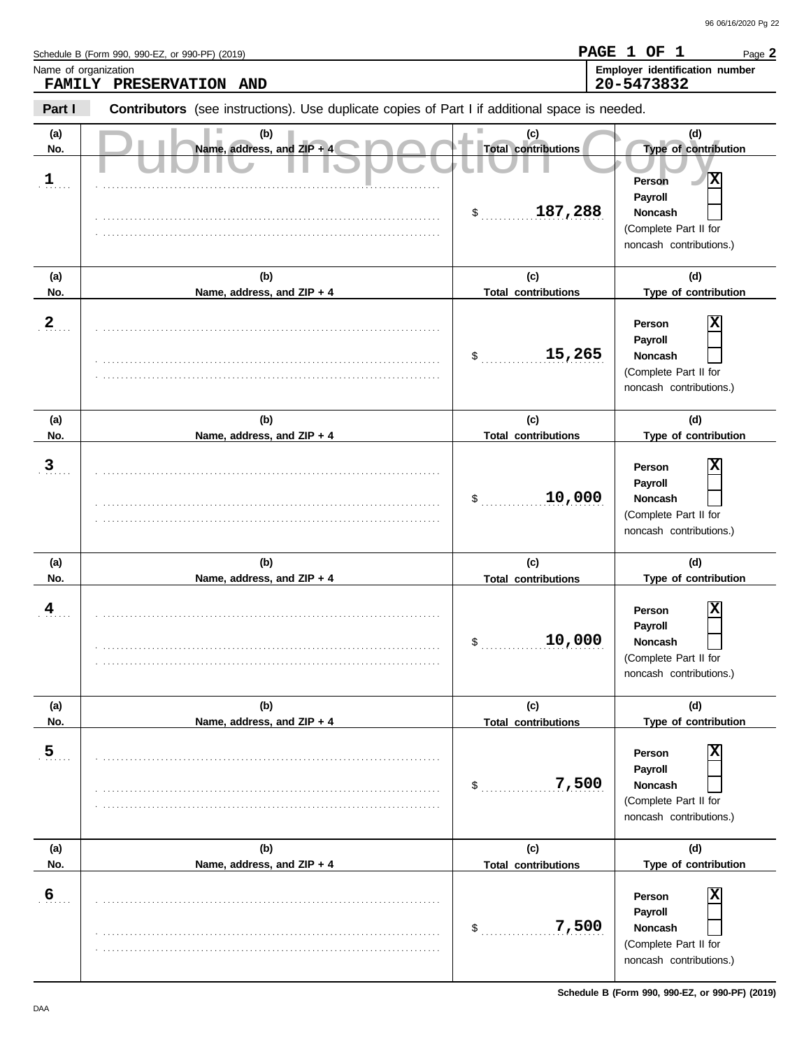Schedule B (Form 990, 990-EZ, or 990-PF) (2019) **PAGE 1 OF 1** Page **2**

Name of organization: **FAMILY PRESERVATION AND**

Employer identification number: **20-5473832**

**Part I** **Contributors** (see instructions). Use duplicate copies of Part I if additional space is needed.

Public Inspection Copy

| (a) No. | (b) Name, address, and ZIP + 4 | (c) Total contributions | (d) Type of contribution |
|---|---|---|---|
| 1 | | $ 187,288 | Person [X] Payroll [ ] Noncash [ ] (Complete Part II for noncash contributions.) |
| 2 | | $ 15,265 | Person [X] Payroll [ ] Noncash [ ] (Complete Part II for noncash contributions.) |
| 3 | | $ 10,000 | Person [X] Payroll [ ] Noncash [ ] (Complete Part II for noncash contributions.) |
| 4 | | $ 10,000 | Person [X] Payroll [ ] Noncash [ ] (Complete Part II for noncash contributions.) |
| 5 | | $ 7,500 | Person [X] Payroll [ ] Noncash [ ] (Complete Part II for noncash contributions.) |
| 6 | | $ 7,500 | Person [X] Payroll [ ] Noncash [ ] (Complete Part II for noncash contributions.) |

DAA **Schedule B (Form 990, 990-EZ, or 990-PF) (2019)**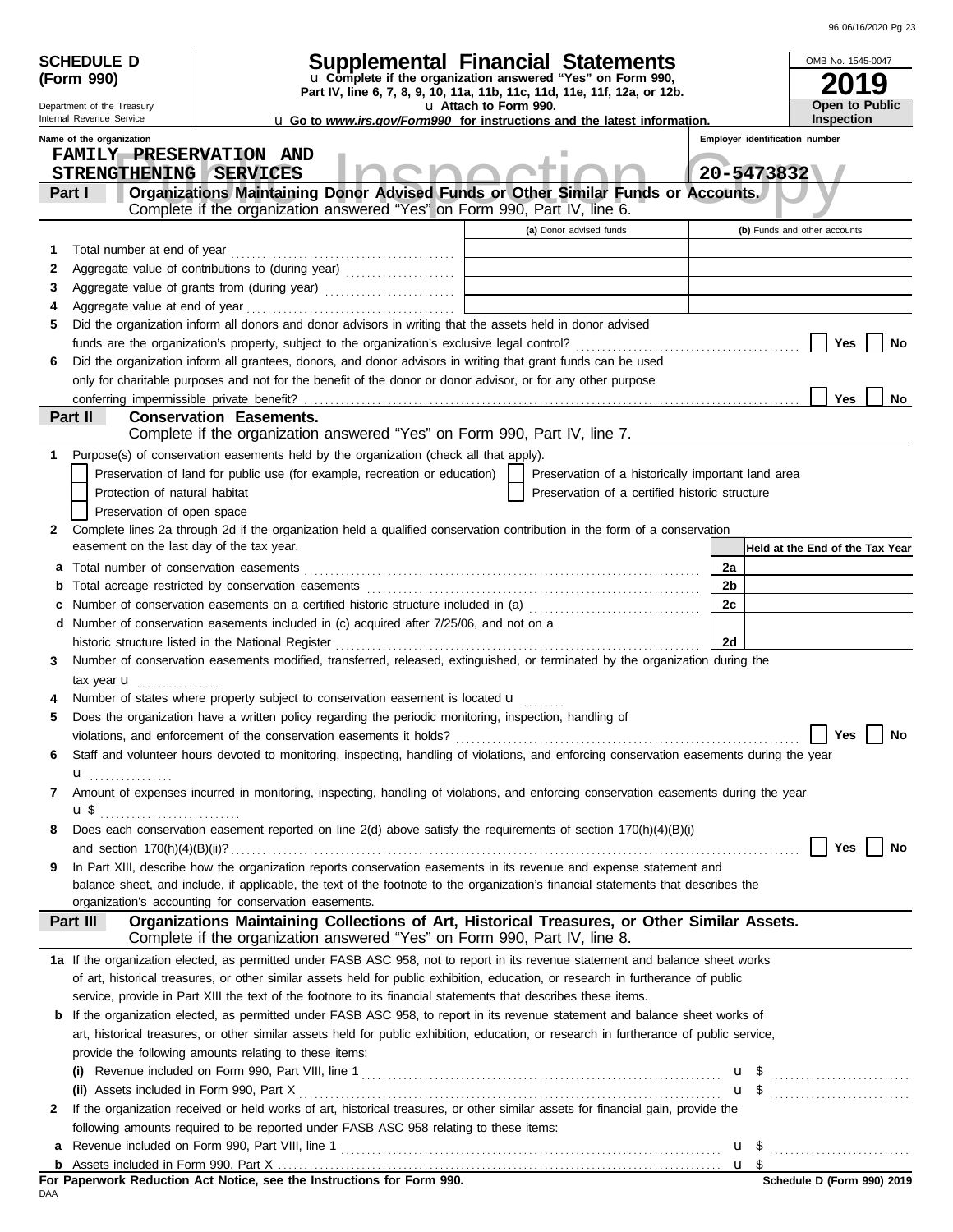**SCHEDULE D (Form 990)**

Department of the Treasury
Internal Revenue Service

# Supplemental Financial Statements

u Complete if the organization answered "Yes" on Form 990, Part IV, line 6, 7, 8, 9, 10, 11a, 11b, 11c, 11d, 11e, 11f, 12a, or 12b.
u Attach to Form 990.
u Go to *www.irs.gov/Form990* for instructions and the latest information.

OMB No. 1545-0047

**2019**

**Open to Public Inspection**

Name of the organization: FAMILY PRESERVATION AND STRENGTHENING SERVICES

Employer identification number: 20-5473832

## Part I Organizations Maintaining Donor Advised Funds or Other Similar Funds or Accounts.

Complete if the organization answered "Yes" on Form 990, Part IV, line 6.

| | | (a) Donor advised funds | (b) Funds and other accounts |
|---|---|---|---|
| 1 | Total number at end of year | | |
| 2 | Aggregate value of contributions to (during year) | | |
| 3 | Aggregate value of grants from (during year) | | |
| 4 | Aggregate value at end of year | | |

5 Did the organization inform all donors and donor advisors in writing that the assets held in donor advised funds are the organization's property, subject to the organization's exclusive legal control? ☐ Yes ☐ No

6 Did the organization inform all grantees, donors, and donor advisors in writing that grant funds can be used only for charitable purposes and not for the benefit of the donor or donor advisor, or for any other purpose conferring impermissible private benefit? ☐ Yes ☐ No

## Part II Conservation Easements.

Complete if the organization answered "Yes" on Form 990, Part IV, line 7.

1 Purpose(s) of conservation easements held by the organization (check all that apply).

- ☐ Preservation of land for public use (for example, recreation or education)
- ☐ Protection of natural habitat
- ☐ Preservation of open space
- ☐ Preservation of a historically important land area
- ☐ Preservation of a certified historic structure

2 Complete lines 2a through 2d if the organization held a qualified conservation contribution in the form of a conservation easement on the last day of the tax year.

| | | | Held at the End of the Tax Year |
|---|---|---|---|
| a | Total number of conservation easements | 2a | |
| b | Total acreage restricted by conservation easements | 2b | |
| c | Number of conservation easements on a certified historic structure included in (a) | 2c | |
| d | Number of conservation easements included in (c) acquired after 7/25/06, and not on a historic structure listed in the National Register | 2d | |

3 Number of conservation easements modified, transferred, released, extinguished, or terminated by the organization during the tax year u

4 Number of states where property subject to conservation easement is located u

5 Does the organization have a written policy regarding the periodic monitoring, inspection, handling of violations, and enforcement of the conservation easements it holds? ☐ Yes ☐ No

6 Staff and volunteer hours devoted to monitoring, inspecting, handling of violations, and enforcing conservation easements during the year u

7 Amount of expenses incurred in monitoring, inspecting, handling of violations, and enforcing conservation easements during the year u $

8 Does each conservation easement reported on line 2(d) above satisfy the requirements of section 170(h)(4)(B)(i) and section 170(h)(4)(B)(ii)? ☐ Yes ☐ No

9 In Part XIII, describe how the organization reports conservation easements in its revenue and expense statement and balance sheet, and include, if applicable, the text of the footnote to the organization's financial statements that describes the organization's accounting for conservation easements.

## Part III Organizations Maintaining Collections of Art, Historical Treasures, or Other Similar Assets.

Complete if the organization answered "Yes" on Form 990, Part IV, line 8.

1a If the organization elected, as permitted under FASB ASC 958, not to report in its revenue statement and balance sheet works of art, historical treasures, or other similar assets held for public exhibition, education, or research in furtherance of public service, provide in Part XIII the text of the footnote to its financial statements that describes these items.

b If the organization elected, as permitted under FASB ASC 958, to report in its revenue statement and balance sheet works of art, historical treasures, or other similar assets held for public exhibition, education, or research in furtherance of public service, provide the following amounts relating to these items:

(i) Revenue included on Form 990, Part VIII, line 1 u $

(ii) Assets included in Form 990, Part X u $

2 If the organization received or held works of art, historical treasures, or other similar assets for financial gain, provide the following amounts required to be reported under FASB ASC 958 relating to these items:

a Revenue included on Form 990, Part VIII, line 1 u $

b Assets included in Form 990, Part X u $

**For Paperwork Reduction Act Notice, see the Instructions for Form 990.**

Schedule D (Form 990) 2019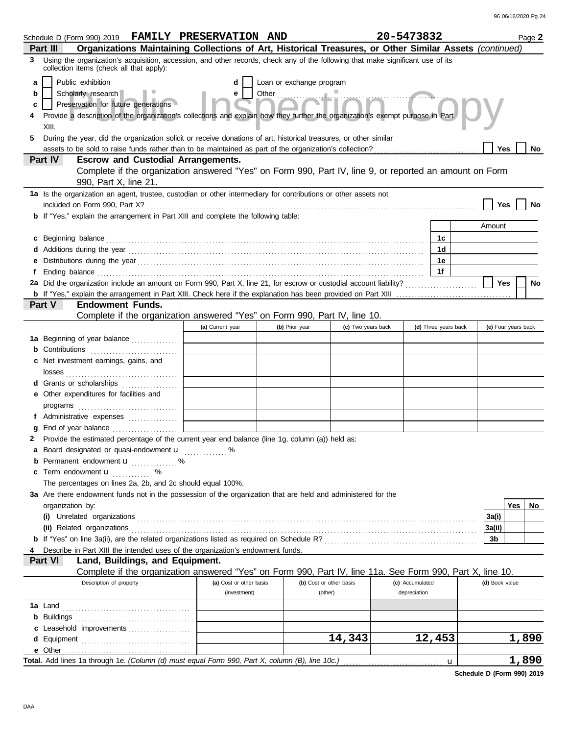Schedule D (Form 990) 2019 **FAMILY PRESERVATION AND** **20-5473832** Page **2**

**Part III** **Organizations Maintaining Collections of Art, Historical Treasures, or Other Similar Assets** *(continued)*

**3** Using the organization's acquisition, accession, and other records, check any of the following that make significant use of its collection items (check all that apply):

- **a** ☐ Public exhibition
- **b** ☐ Scholarly research
- **c** ☐ Preservation for future generations
- **d** ☐ Loan or exchange program
- **e** ☐ Other ..........

**4** Provide a description of the organization's collections and explain how they further the organization's exempt purpose in Part XIII.

**5** During the year, did the organization solicit or receive donations of art, historical treasures, or other similar assets to be sold to raise funds rather than to be maintained as part of the organization's collection? ☐ Yes ☐ No

**Part IV** **Escrow and Custodial Arrangements.**
Complete if the organization answered "Yes" on Form 990, Part IV, line 9, or reported an amount on Form 990, Part X, line 21.

**1a** Is the organization an agent, trustee, custodian or other intermediary for contributions or other assets not included on Form 990, Part X? ☐ Yes ☐ No

**b** If "Yes," explain the arrangement in Part XIII and complete the following table:

| | | Amount |
|---|---|---|
| **c** Beginning balance | 1c | |
| **d** Additions during the year | 1d | |
| **e** Distributions during the year | 1e | |
| **f** Ending balance | 1f | |

**2a** Did the organization include an amount on Form 990, Part X, line 21, for escrow or custodial account liability? ☐ Yes ☐ No

**b** If "Yes," explain the arrangement in Part XIII. Check here if the explanation has been provided on Part XIII ☐

**Part V** **Endowment Funds.**
Complete if the organization answered "Yes" on Form 990, Part IV, line 10.

| | (a) Current year | (b) Prior year | (c) Two years back | (d) Three years back | (e) Four years back |
|---|---|---|---|---|---|
| **1a** Beginning of year balance | | | | | |
| **b** Contributions | | | | | |
| **c** Net investment earnings, gains, and losses | | | | | |
| **d** Grants or scholarships | | | | | |
| **e** Other expenditures for facilities and programs | | | | | |
| **f** Administrative expenses | | | | | |
| **g** End of year balance | | | | | |

**2** Provide the estimated percentage of the current year end balance (line 1g, column (a)) held as:

- **a** Board designated or quasi-endowment ▶ ..........%
- **b** Permanent endowment ▶ ..........%
- **c** Term endowment ▶ ..........%

The percentages on lines 2a, 2b, and 2c should equal 100%.

**3a** Are there endowment funds not in the possession of the organization that are held and administered for the organization by:

| | | Yes | No |
|---|---|---|---|
| **(i)** Unrelated organizations | 3a(i) | | |
| **(ii)** Related organizations | 3a(ii) | | |
| **b** If "Yes" on line 3a(ii), are the related organizations listed as required on Schedule R? | 3b | | |

**4** Describe in Part XIII the intended uses of the organization's endowment funds.

**Part VI** **Land, Buildings, and Equipment.**
Complete if the organization answered "Yes" on Form 990, Part IV, line 11a. See Form 990, Part X, line 10.

| Description of property | (a) Cost or other basis (investment) | (b) Cost or other basis (other) | (c) Accumulated depreciation | (d) Book value |
|---|---|---|---|---|
| **1a** Land | | | | |
| **b** Buildings | | | | |
| **c** Leasehold improvements | | | | |
| **d** Equipment | | 14,343 | 12,453 | 1,890 |
| **e** Other | | | | |
| **Total.** Add lines 1a through 1e. *(Column (d) must equal Form 990, Part X, column (B), line 10c.)* ▶ | | | | 1,890 |

**Schedule D (Form 990) 2019**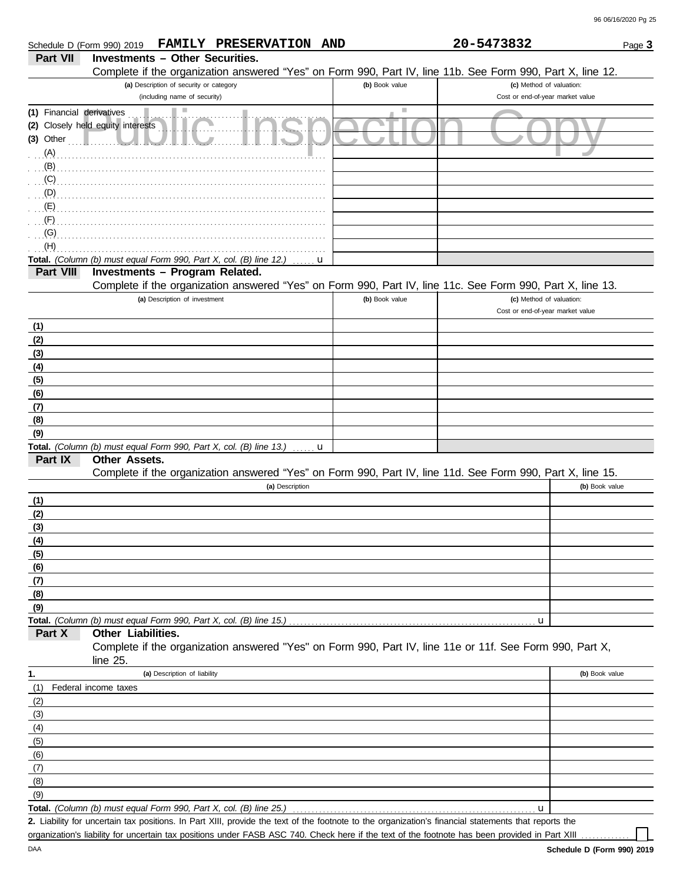Schedule D (Form 990) 2019 **FAMILY PRESERVATION AND** **20-5473832** Page **3**

## Part VII Investments – Other Securities.

Complete if the organization answered "Yes" on Form 990, Part IV, line 11b. See Form 990, Part X, line 12.

| (a) Description of security or category (including name of security) | (b) Book value | (c) Method of valuation: Cost or end-of-year market value |
|---|---|---|
| (1) Financial derivatives | | |
| (2) Closely held equity interests | | |
| (3) Other | | |
| (A) | | |
| (B) | | |
| (C) | | |
| (D) | | |
| (E) | | |
| (F) | | |
| (G) | | |
| (H) | | |
| **Total.** *(Column (b) must equal Form 990, Part X, col. (B) line 12.)* u | | |

Public Inspection Copy

## Part VIII Investments – Program Related.

Complete if the organization answered "Yes" on Form 990, Part IV, line 11c. See Form 990, Part X, line 13.

| (a) Description of investment | (b) Book value | (c) Method of valuation: Cost or end-of-year market value |
|---|---|---|
| (1) | | |
| (2) | | |
| (3) | | |
| (4) | | |
| (5) | | |
| (6) | | |
| (7) | | |
| (8) | | |
| (9) | | |
| **Total.** *(Column (b) must equal Form 990, Part X, col. (B) line 13.)* u | | |

## Part IX Other Assets.

Complete if the organization answered "Yes" on Form 990, Part IV, line 11d. See Form 990, Part X, line 15.

| (a) Description | (b) Book value |
|---|---|
| (1) | |
| (2) | |
| (3) | |
| (4) | |
| (5) | |
| (6) | |
| (7) | |
| (8) | |
| (9) | |
| **Total.** *(Column (b) must equal Form 990, Part X, col. (B) line 15.)* u | |

## Part X Other Liabilities.

Complete if the organization answered "Yes" on Form 990, Part IV, line 11e or 11f. See Form 990, Part X, line 25.

| 1. (a) Description of liability | (b) Book value |
|---|---|
| (1) Federal income taxes | |
| (2) | |
| (3) | |
| (4) | |
| (5) | |
| (6) | |
| (7) | |
| (8) | |
| (9) | |
| **Total.** *(Column (b) must equal Form 990, Part X, col. (B) line 25.)* u | |

**2.** Liability for uncertain tax positions. In Part XIII, provide the text of the footnote to the organization's financial statements that reports the organization's liability for uncertain tax positions under FASB ASC 740. Check here if the text of the footnote has been provided in Part XIII ☐

DAA **Schedule D (Form 990) 2019**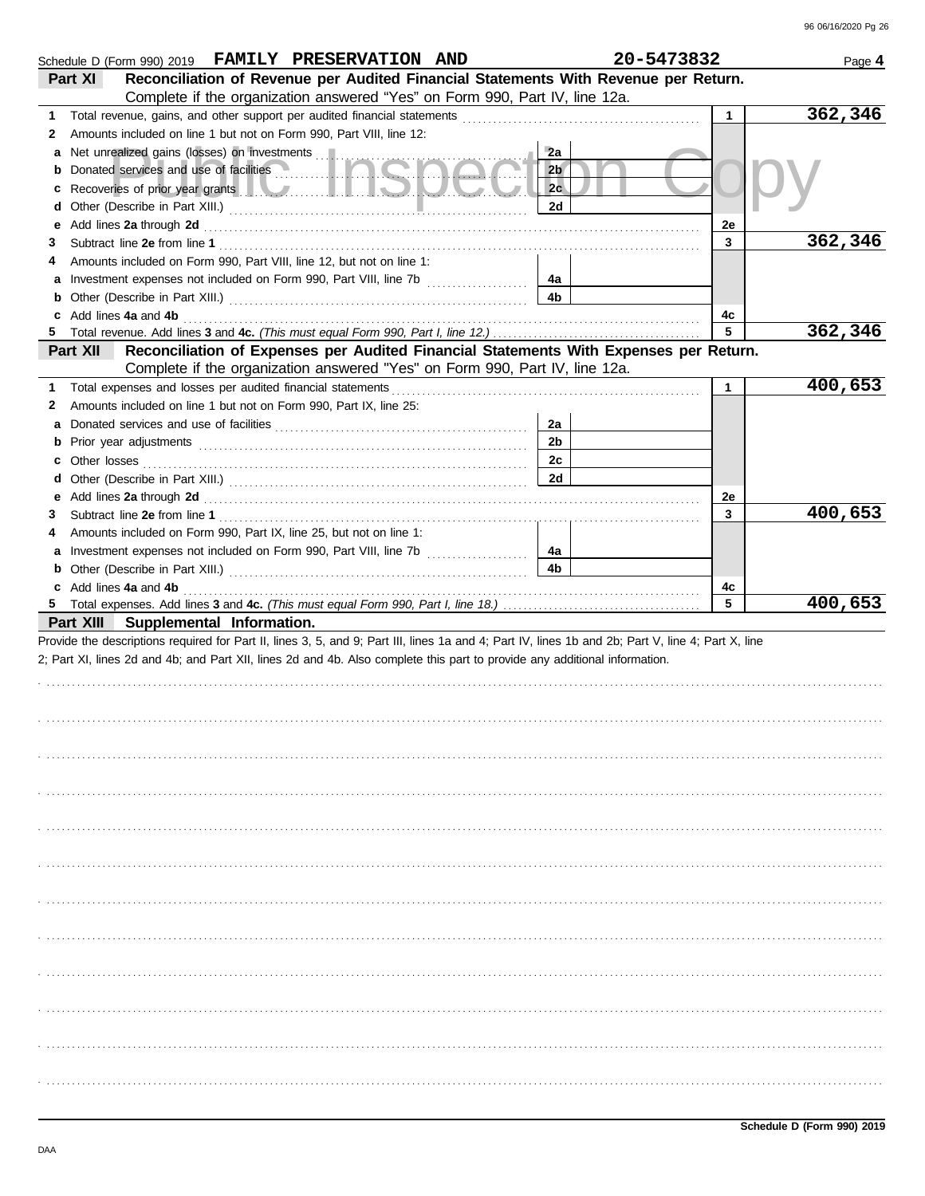Schedule D (Form 990) 2019 **FAMILY PRESERVATION AND** **20-5473832** Page **4**

## Part XI Reconciliation of Revenue per Audited Financial Statements With Revenue per Return.

Complete if the organization answered "Yes" on Form 990, Part IV, line 12a.

| | | | | | |
|---|---|---|---|---|---|
| **1** | Total revenue, gains, and other support per audited financial statements | | | 1 | **362,346** |
| **2** | Amounts included on line 1 but not on Form 990, Part VIII, line 12: | | | | |
| **a** | Net unrealized gains (losses) on investments | 2a | | | |
| **b** | Donated services and use of facilities | 2b | | | |
| **c** | Recoveries of prior year grants | 2c | | | |
| **d** | Other (Describe in Part XIII.) | 2d | | | |
| **e** | Add lines **2a** through **2d** | | | 2e | |
| **3** | Subtract line **2e** from line **1** | | | 3 | **362,346** |
| **4** | Amounts included on Form 990, Part VIII, line 12, but not on line 1: | | | | |
| **a** | Investment expenses not included on Form 990, Part VIII, line 7b | 4a | | | |
| **b** | Other (Describe in Part XIII.) | 4b | | | |
| **c** | Add lines **4a** and **4b** | | | 4c | |
| **5** | Total revenue. Add lines **3** and **4c.** *(This must equal Form 990, Part I, line 12.)* | | | 5 | **362,346** |

## Part XII Reconciliation of Expenses per Audited Financial Statements With Expenses per Return.

Complete if the organization answered "Yes" on Form 990, Part IV, line 12a.

| | | | | | |
|---|---|---|---|---|---|
| **1** | Total expenses and losses per audited financial statements | | | 1 | **400,653** |
| **2** | Amounts included on line 1 but not on Form 990, Part IX, line 25: | | | | |
| **a** | Donated services and use of facilities | 2a | | | |
| **b** | Prior year adjustments | 2b | | | |
| **c** | Other losses | 2c | | | |
| **d** | Other (Describe in Part XIII.) | 2d | | | |
| **e** | Add lines **2a** through **2d** | | | 2e | |
| **3** | Subtract line **2e** from line **1** | | | 3 | **400,653** |
| **4** | Amounts included on Form 990, Part IX, line 25, but not on line 1: | | | | |
| **a** | Investment expenses not included on Form 990, Part VIII, line 7b | 4a | | | |
| **b** | Other (Describe in Part XIII.) | 4b | | | |
| **c** | Add lines **4a** and **4b** | | | 4c | |
| **5** | Total expenses. Add lines **3** and **4c.** *(This must equal Form 990, Part I, line 18.)* | | | 5 | **400,653** |

## Part XIII Supplemental Information.

Provide the descriptions required for Part II, lines 3, 5, and 9; Part III, lines 1a and 4; Part IV, lines 1b and 2b; Part V, line 4; Part X, line 2; Part XI, lines 2d and 4b; and Part XII, lines 2d and 4b. Also complete this part to provide any additional information.

**Schedule D (Form 990) 2019**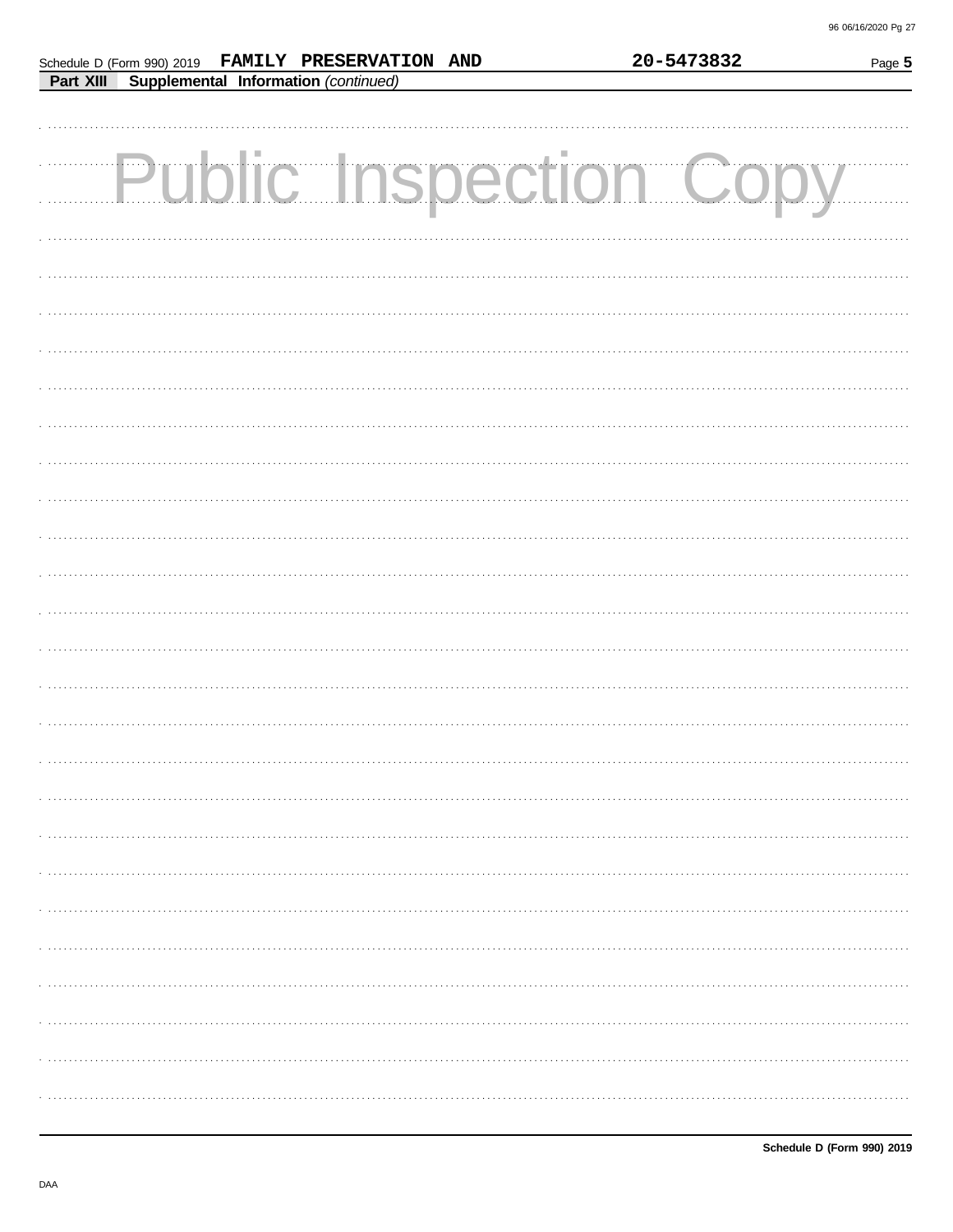Schedule D (Form 990) 2019 FAMILY PRESERVATION AND 20-5473832

**Part XIII Supplemental Information** *(continued)*

Public Inspection Copy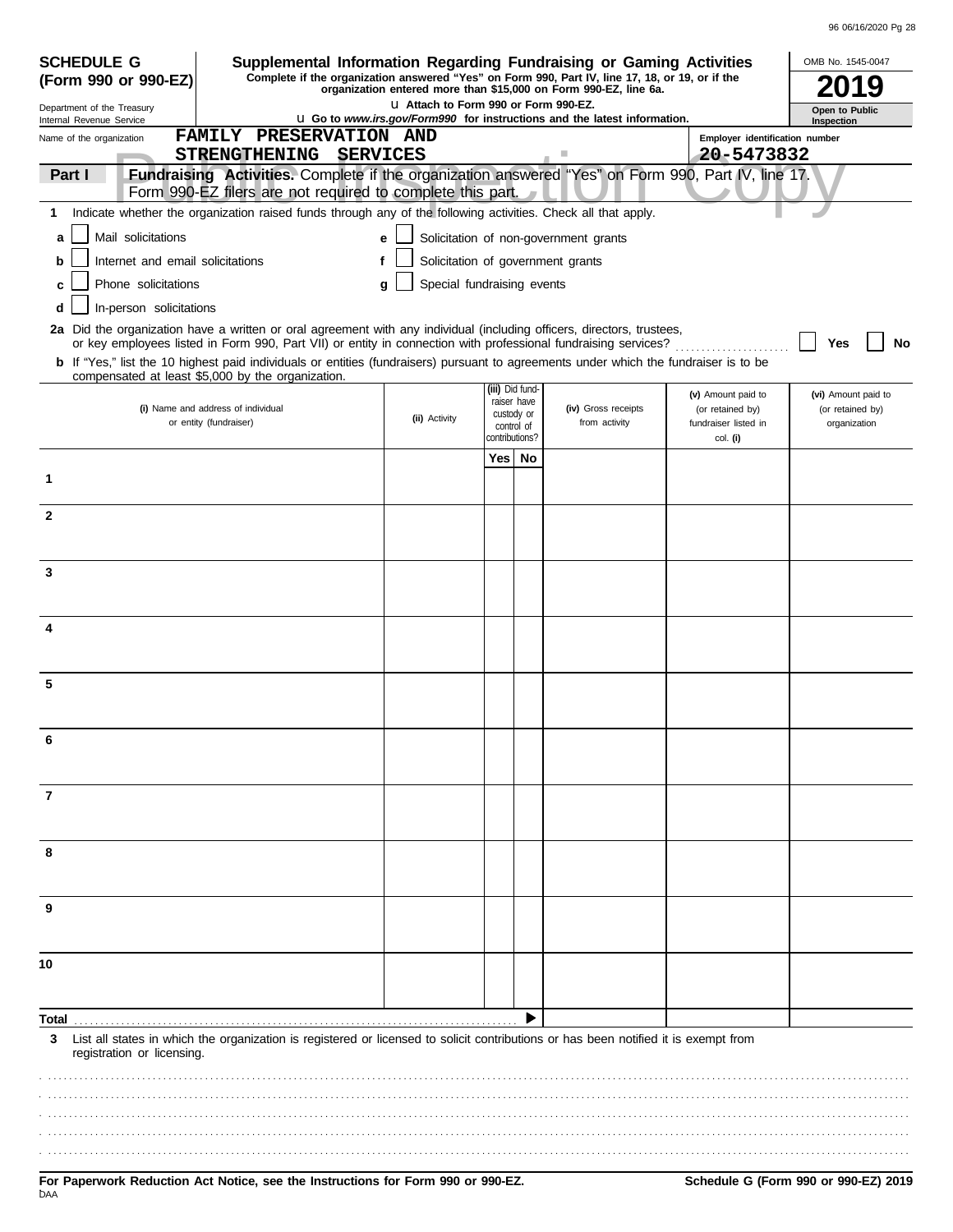**SCHEDULE G (Form 990 or 990-EZ)**

Department of the Treasury
Internal Revenue Service

# Supplemental Information Regarding Fundraising or Gaming Activities

**Complete if the organization answered "Yes" on Form 990, Part IV, line 17, 18, or 19, or if the organization entered more than $15,000 on Form 990-EZ, line 6a.**

u Attach to Form 990 or Form 990-EZ.

u Go to *www.irs.gov/Form990* for instructions and the latest information.

OMB No. 1545-0047

**2019**

**Open to Public Inspection**

Name of the organization: FAMILY PRESERVATION AND STRENGTHENING SERVICES

Employer identification number: 20-5473832

**Part I** **Fundraising Activities.** Complete if the organization answered "Yes" on Form 990, Part IV, line 17. Form 990-EZ filers are not required to complete this part.

**1** Indicate whether the organization raised funds through any of the following activities. Check all that apply.

- **a** ☐ Mail solicitations
- **b** ☐ Internet and email solicitations
- **c** ☐ Phone solicitations
- **d** ☐ In-person solicitations
- **e** ☐ Solicitation of non-government grants
- **f** ☐ Solicitation of government grants
- **g** ☐ Special fundraising events

**2a** Did the organization have a written or oral agreement with any individual (including officers, directors, trustees, or key employees listed in Form 990, Part VII) or entity in connection with professional fundraising services? ☐ **Yes** ☐ **No**

**b** If "Yes," list the 10 highest paid individuals or entities (fundraisers) pursuant to agreements under which the fundraiser is to be compensated at least $5,000 by the organization.

| | (i) Name and address of individual or entity (fundraiser) | (ii) Activity | (iii) Did fund-raiser have custody or control of contributions? Yes | No | (iv) Gross receipts from activity | (v) Amount paid to (or retained by) fundraiser listed in col. (i) | (vi) Amount paid to (or retained by) organization |
|---|---|---|---|---|---|---|---|
| 1 | | | | | | | |
| 2 | | | | | | | |
| 3 | | | | | | | |
| 4 | | | | | | | |
| 5 | | | | | | | |
| 6 | | | | | | | |
| 7 | | | | | | | |
| 8 | | | | | | | |
| 9 | | | | | | | |
| 10 | | | | | | | |
| **Total** | | | | ▶ | | | |

**3** List all states in which the organization is registered or licensed to solicit contributions or has been notified it is exempt from registration or licensing.

**For Paperwork Reduction Act Notice, see the Instructions for Form 990 or 990-EZ.**

**Schedule G (Form 990 or 990-EZ) 2019**

DAA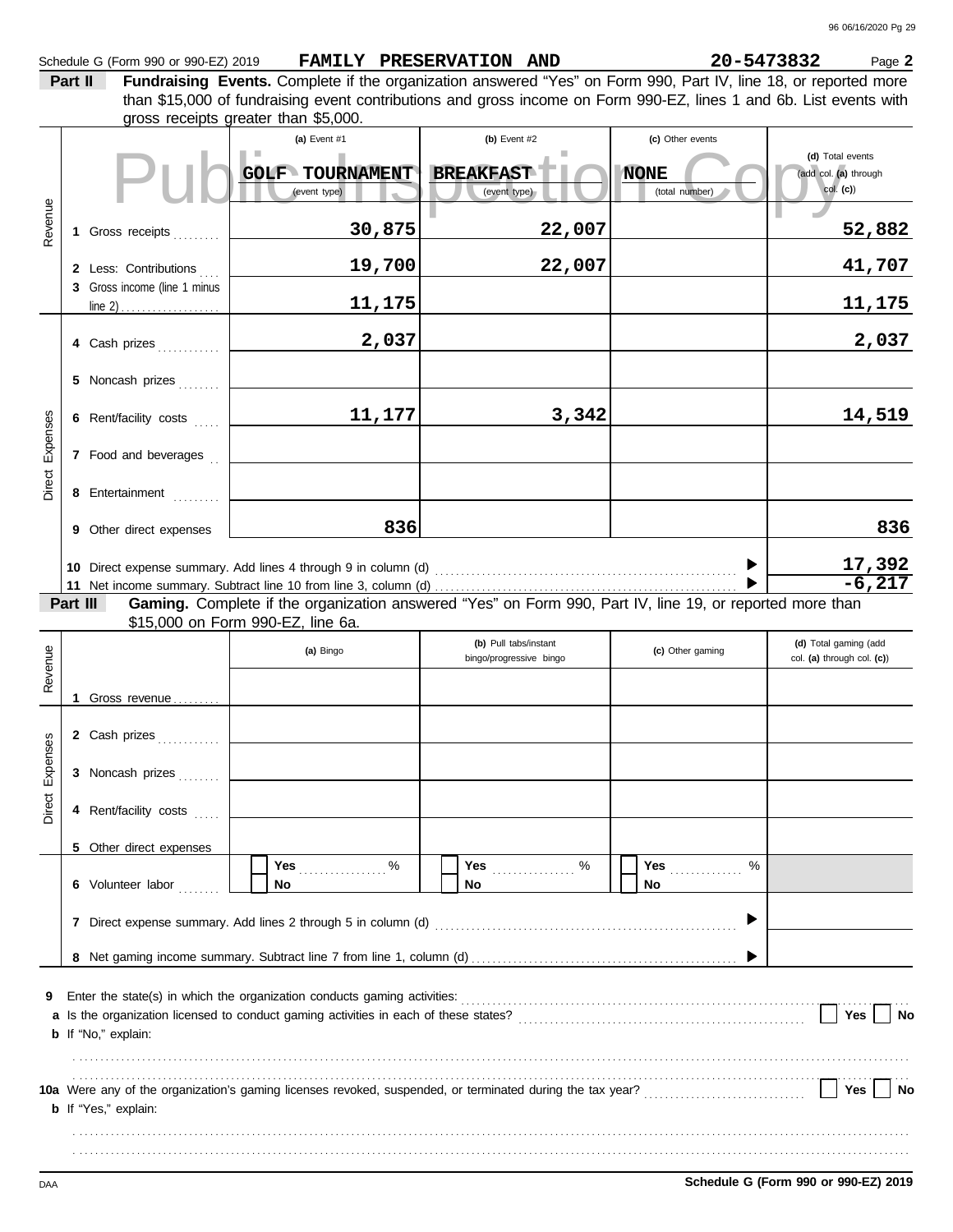Schedule G (Form 990 or 990-EZ) 2019 **FAMILY PRESERVATION AND** **20-5473832** Page **2**

**Part II** **Fundraising Events.** Complete if the organization answered "Yes" on Form 990, Part IV, line 18, or reported more than $15,000 of fundraising event contributions and gross income on Form 990-EZ, lines 1 and 6b. List events with gross receipts greater than $5,000.

Public Inspection Copy

| | | (a) Event #1 | (b) Event #2 | (c) Other events | (d) Total events (add col. (a) through col. (c)) |
|---|---|---|---|---|---|
| | | GOLF TOURNAMENT (event type) | BREAKFAST (event type) | NONE (total number) | |
| Revenue | 1 Gross receipts | 30,875 | 22,007 | | 52,882 |
| | 2 Less: Contributions | 19,700 | 22,007 | | 41,707 |
| | 3 Gross income (line 1 minus line 2) | 11,175 | | | 11,175 |
| Direct Expenses | 4 Cash prizes | 2,037 | | | 2,037 |
| | 5 Noncash prizes | | | | |
| | 6 Rent/facility costs | 11,177 | 3,342 | | 14,519 |
| | 7 Food and beverages | | | | |
| | 8 Entertainment | | | | |
| | 9 Other direct expenses | 836 | | | 836 |

10 Direct expense summary. Add lines 4 through 9 in column (d) ▶ **17,392**

11 Net income summary. Subtract line 10 from line 3, column (d) ▶ **-6,217**

**Part III** **Gaming.** Complete if the organization answered "Yes" on Form 990, Part IV, line 19, or reported more than $15,000 on Form 990-EZ, line 6a.

| | | (a) Bingo | (b) Pull tabs/instant bingo/progressive bingo | (c) Other gaming | (d) Total gaming (add col. (a) through col. (c)) |
|---|---|---|---|---|---|
| Revenue | 1 Gross revenue | | | | |
| Direct Expenses | 2 Cash prizes | | | | |
| | 3 Noncash prizes | | | | |
| | 4 Rent/facility costs | | | | |
| | 5 Other direct expenses | | | | |
| | 6 Volunteer labor | ☐ Yes ____ % ☐ No | ☐ Yes ____ % ☐ No | ☐ Yes ____ % ☐ No | |

7 Direct expense summary. Add lines 2 through 5 in column (d) ▶

8 Net gaming income summary. Subtract line 7 from line 1, column (d) ▶

9 Enter the state(s) in which the organization conducts gaming activities:

a Is the organization licensed to conduct gaming activities in each of these states? ☐ Yes ☐ No

b If "No," explain:

10a Were any of the organization's gaming licenses revoked, suspended, or terminated during the tax year? ☐ Yes ☐ No

b If "Yes," explain:

DAA **Schedule G (Form 990 or 990-EZ) 2019**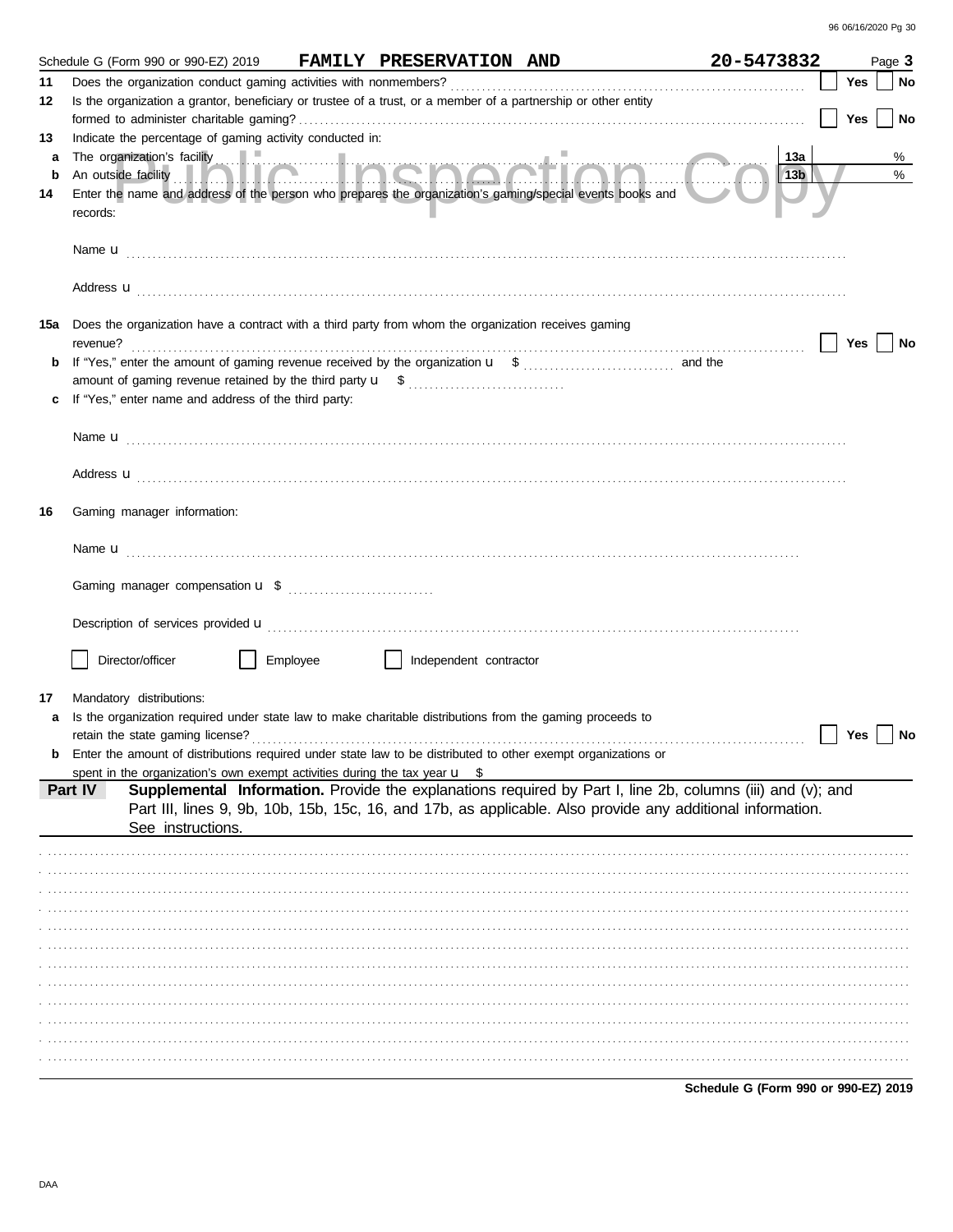Schedule G (Form 990 or 990-EZ) 2019 **FAMILY PRESERVATION AND** **20-5473832** Page **3**

**11** Does the organization conduct gaming activities with nonmembers? ☐ **Yes** ☐ **No**

**12** Is the organization a grantor, beneficiary or trustee of a trust, or a member of a partnership or other entity formed to administer charitable gaming? ☐ **Yes** ☐ **No**

**13** Indicate the percentage of gaming activity conducted in:

**a** The organization's facility **13a** %

**b** An outside facility **13b** %

**14** Enter the name and address of the person who prepares the organization's gaming/special events books and records:

Name u

Address u

**15a** Does the organization have a contract with a third party from whom the organization receives gaming revenue? ☐ **Yes** ☐ **No**

**b** If "Yes," enter the amount of gaming revenue received by the organization u $ and the amount of gaming revenue retained by the third party u $

**c** If "Yes," enter name and address of the third party:

Name u

Address u

**16** Gaming manager information:

Name u

Gaming manager compensation u $

Description of services provided u

☐ Director/officer ☐ Employee ☐ Independent contractor

**17** Mandatory distributions:

**a** Is the organization required under state law to make charitable distributions from the gaming proceeds to retain the state gaming license? ☐ **Yes** ☐ **No**

**b** Enter the amount of distributions required under state law to be distributed to other exempt organizations or spent in the organization's own exempt activities during the tax year u $

**Part IV** **Supplemental Information.** Provide the explanations required by Part I, line 2b, columns (iii) and (v); and Part III, lines 9, 9b, 10b, 15b, 15c, 16, and 17b, as applicable. Also provide any additional information. See instructions.

**Schedule G (Form 990 or 990-EZ) 2019**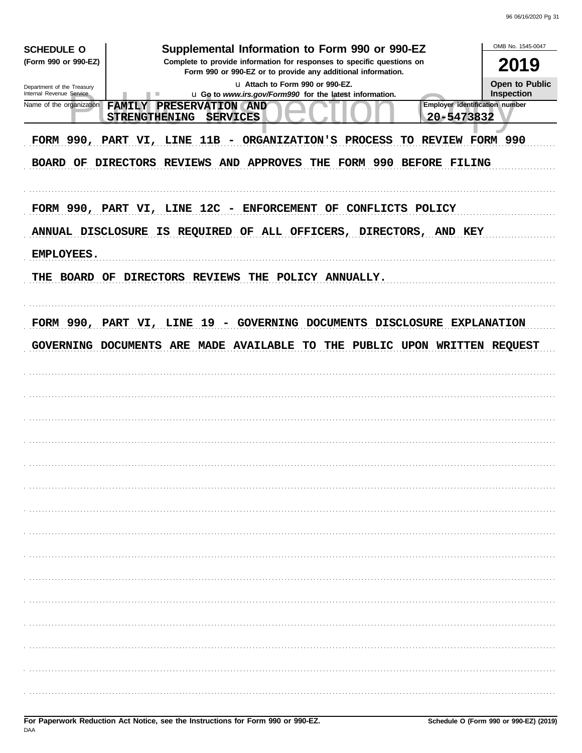**SCHEDULE O**
**(Form 990 or 990-EZ)**

Department of the Treasury
Internal Revenue Service

# Supplemental Information to Form 990 or 990-EZ

**Complete to provide information for responses to specific questions on Form 990 or 990-EZ or to provide any additional information.**

u Attach to Form 990 or 990-EZ.
u Go to *www.irs.gov/Form990* for the latest information.

OMB No. 1545-0047

**2019**

**Open to Public Inspection**

| Name of the organization | Employer identification number |
| --- | --- |
| FAMILY PRESERVATION AND STRENGTHENING SERVICES | 20-5473832 |

FORM 990, PART VI, LINE 11B - ORGANIZATION'S PROCESS TO REVIEW FORM 990

BOARD OF DIRECTORS REVIEWS AND APPROVES THE FORM 990 BEFORE FILING

FORM 990, PART VI, LINE 12C - ENFORCEMENT OF CONFLICTS POLICY

ANNUAL DISCLOSURE IS REQUIRED OF ALL OFFICERS, DIRECTORS, AND KEY EMPLOYEES.

THE BOARD OF DIRECTORS REVIEWS THE POLICY ANNUALLY.

FORM 990, PART VI, LINE 19 - GOVERNING DOCUMENTS DISCLOSURE EXPLANATION

GOVERNING DOCUMENTS ARE MADE AVAILABLE TO THE PUBLIC UPON WRITTEN REQUEST

**For Paperwork Reduction Act Notice, see the Instructions for Form 990 or 990-EZ.**
DAA

**Schedule O (Form 990 or 990-EZ) (2019)**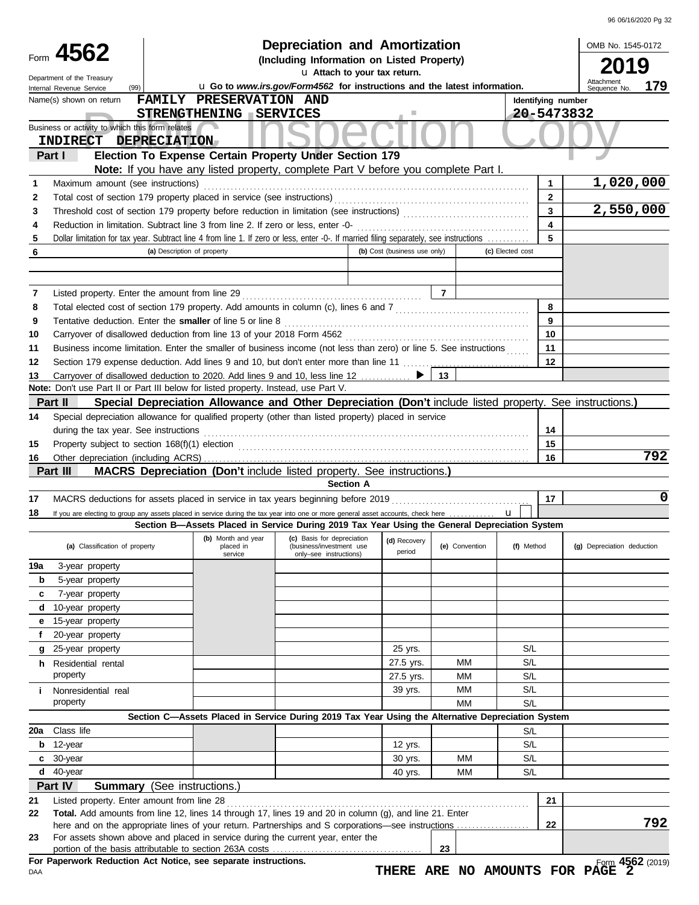Form **4562**

Department of the Treasury
Internal Revenue Service (99)

# Depreciation and Amortization
**(Including Information on Listed Property)**

u Attach to your tax return.

u Go to *www.irs.gov/Form4562* for instructions and the latest information.

OMB No. 1545-0172

**2019**

Attachment Sequence No. **179**

Name(s) shown on return: FAMILY PRESERVATION AND STRENGTHENING SERVICES

Identifying number: 20-5473832

Business or activity to which this form relates: INDIRECT DEPRECIATION

Public Inspection Copy

## Part I Election To Expense Certain Property Under Section 179

**Note:** If you have any listed property, complete Part V before you complete Part I.

| | | | |
|---|---|---|---|
| 1 | Maximum amount (see instructions) | 1 | 1,020,000 |
| 2 | Total cost of section 179 property placed in service (see instructions) | 2 | |
| 3 | Threshold cost of section 179 property before reduction in limitation (see instructions) | 3 | 2,550,000 |
| 4 | Reduction in limitation. Subtract line 3 from line 2. If zero or less, enter -0- | 4 | |
| 5 | Dollar limitation for tax year. Subtract line 4 from line 1. If zero or less, enter -0-. If married filing separately, see instructions | 5 | |

| 6 | (a) Description of property | (b) Cost (business use only) | (c) Elected cost |
|---|---|---|---|
| | | | |
| | | | |

| | | | |
|---|---|---|---|
| 7 | Listed property. Enter the amount from line 29 | 7 | |
| 8 | Total elected cost of section 179 property. Add amounts in column (c), lines 6 and 7 | 8 | |
| 9 | Tentative deduction. Enter the **smaller** of line 5 or line 8 | 9 | |
| 10 | Carryover of disallowed deduction from line 13 of your 2018 Form 4562 | 10 | |
| 11 | Business income limitation. Enter the smaller of business income (not less than zero) or line 5. See instructions | 11 | |
| 12 | Section 179 expense deduction. Add lines 9 and 10, but don't enter more than line 11 | 12 | |
| 13 | Carryover of disallowed deduction to 2020. Add lines 9 and 10, less line 12 ▶ | 13 | |

**Note:** Don't use Part II or Part III below for listed property. Instead, use Part V.

## Part II Special Depreciation Allowance and Other Depreciation (Don't include listed property. See instructions.)

| | | | |
|---|---|---|---|
| 14 | Special depreciation allowance for qualified property (other than listed property) placed in service during the tax year. See instructions | 14 | |
| 15 | Property subject to section 168(f)(1) election | 15 | |
| 16 | Other depreciation (including ACRS) | 16 | 792 |

## Part III MACRS Depreciation (Don't include listed property. See instructions.)

**Section A**

| | | | |
|---|---|---|---|
| 17 | MACRS deductions for assets placed in service in tax years beginning before 2019 | 17 | 0 |
| 18 | If you are electing to group any assets placed in service during the tax year into one or more general asset accounts, check here u | | |

**Section B—Assets Placed in Service During 2019 Tax Year Using the General Depreciation System**

| (a) Classification of property | (b) Month and year placed in service | (c) Basis for depreciation (business/investment use only–see instructions) | (d) Recovery period | (e) Convention | (f) Method | (g) Depreciation deduction |
|---|---|---|---|---|---|---|
| 19a 3-year property | | | | | | |
| b 5-year property | | | | | | |
| c 7-year property | | | | | | |
| d 10-year property | | | | | | |
| e 15-year property | | | | | | |
| f 20-year property | | | | | | |
| g 25-year property | | | 25 yrs. | | S/L | |
| h Residential rental property | | | 27.5 yrs. | MM | S/L | |
| | | | 27.5 yrs. | MM | S/L | |
| i Nonresidential real property | | | 39 yrs. | MM | S/L | |
| | | | | MM | S/L | |

**Section C—Assets Placed in Service During 2019 Tax Year Using the Alternative Depreciation System**

| (a) Classification of property | (b) Month and year placed in service | (c) Basis for depreciation | (d) Recovery period | (e) Convention | (f) Method | (g) Depreciation deduction |
|---|---|---|---|---|---|---|
| 20a Class life | | | | | S/L | |
| b 12-year | | | 12 yrs. | | S/L | |
| c 30-year | | | 30 yrs. | MM | S/L | |
| d 40-year | | | 40 yrs. | MM | S/L | |

## Part IV Summary (See instructions.)

| | | | |
|---|---|---|---|
| 21 | Listed property. Enter amount from line 28 | 21 | |
| 22 | **Total.** Add amounts from line 12, lines 14 through 17, lines 19 and 20 in column (g), and line 21. Enter here and on the appropriate lines of your return. Partnerships and S corporations—see instructions | 22 | 792 |
| 23 | For assets shown above and placed in service during the current year, enter the portion of the basis attributable to section 263A costs | 23 | |

**For Paperwork Reduction Act Notice, see separate instructions.**

DAA

Form **4562** (2019)

THERE ARE NO AMOUNTS FOR PAGE 2